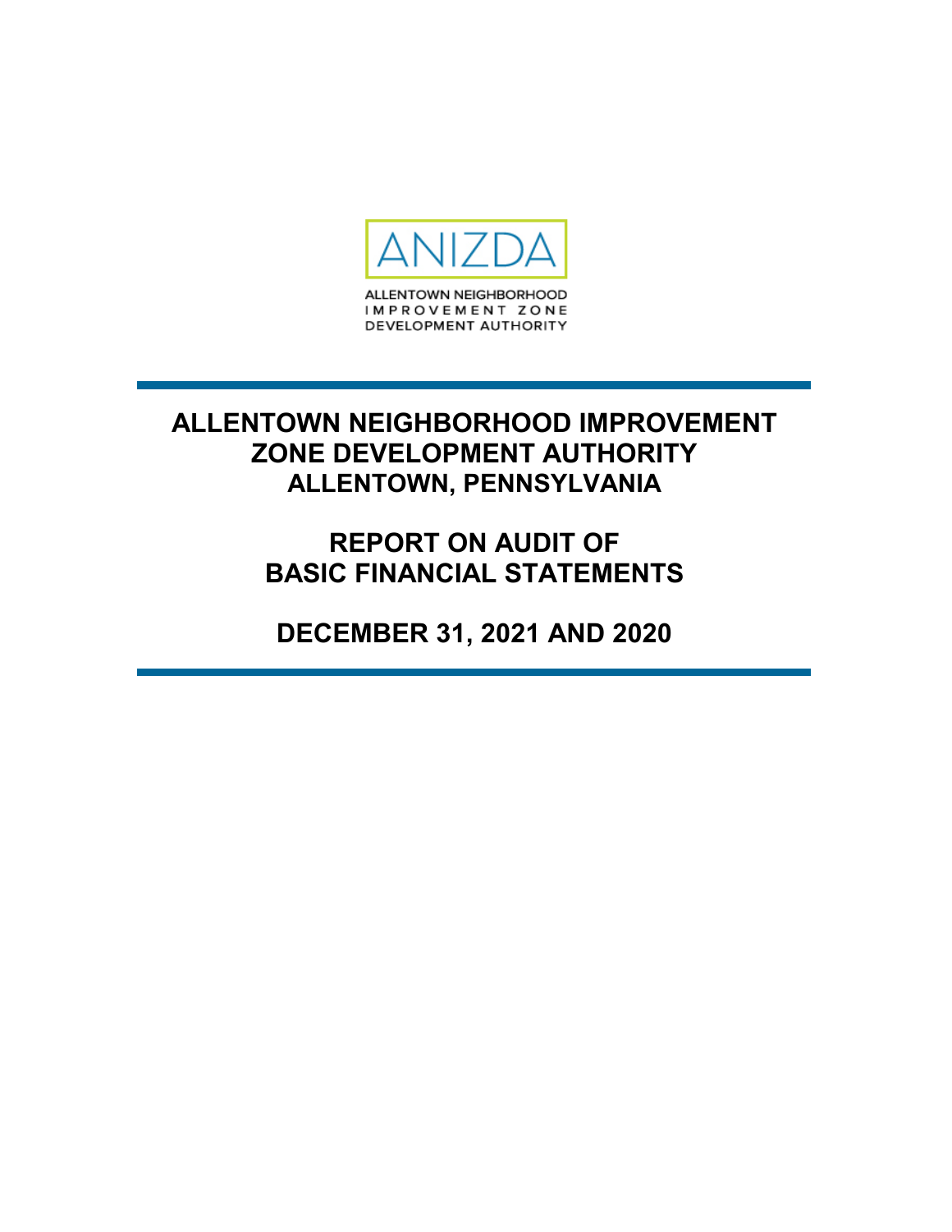ANIZDA

ALLENTOWN NEIGHBORHOOD
IMPROVEMENT ZONE
DEVELOPMENT AUTHORITY

# ALLENTOWN NEIGHBORHOOD IMPROVEMENT ZONE DEVELOPMENT AUTHORITY
# ALLENTOWN, PENNSYLVANIA

## REPORT ON AUDIT OF BASIC FINANCIAL STATEMENTS

## DECEMBER 31, 2021 AND 2020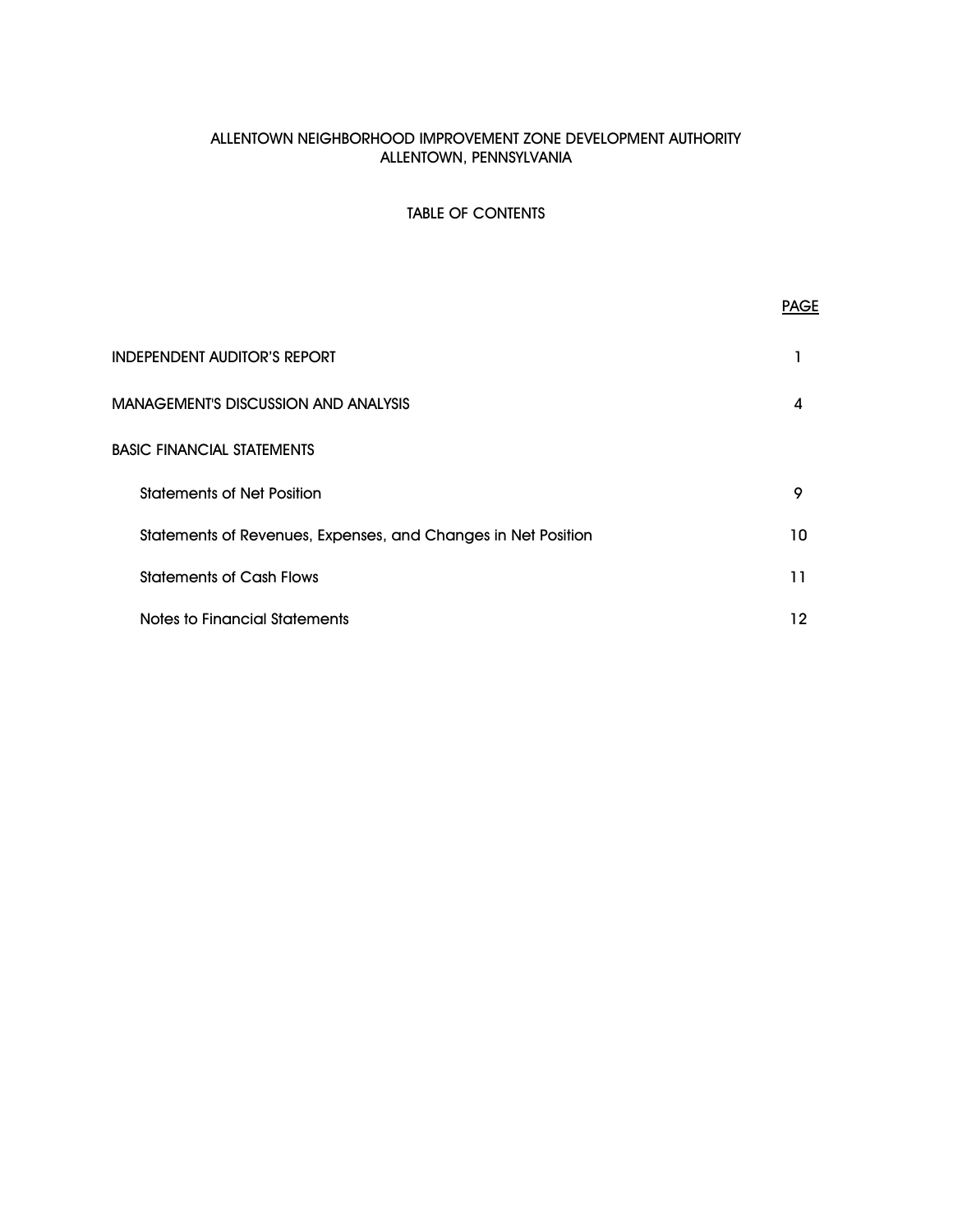# ALLENTOWN NEIGHBORHOOD IMPROVEMENT ZONE DEVELOPMENT AUTHORITY
## ALLENTOWN, PENNSYLVANIA

### TABLE OF CONTENTS

| | PAGE |
|---|---|
| INDEPENDENT AUDITOR'S REPORT | 1 |
| MANAGEMENT'S DISCUSSION AND ANALYSIS | 4 |
| BASIC FINANCIAL STATEMENTS | |
| Statements of Net Position | 9 |
| Statements of Revenues, Expenses, and Changes in Net Position | 10 |
| Statements of Cash Flows | 11 |
| Notes to Financial Statements | 12 |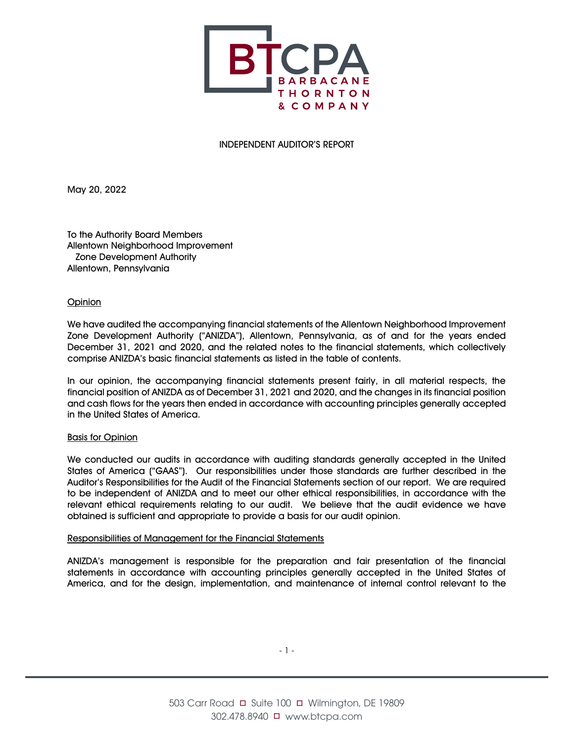BTCPA
BARBACANE
THORNTON
& COMPANY

INDEPENDENT AUDITOR'S REPORT

May 20, 2022

To the Authority Board Members
Allentown Neighborhood Improvement
Zone Development Authority
Allentown, Pennsylvania

Opinion

We have audited the accompanying financial statements of the Allentown Neighborhood Improvement Zone Development Authority ("ANIZDA"), Allentown, Pennsylvania, as of and for the years ended December 31, 2021 and 2020, and the related notes to the financial statements, which collectively comprise ANIZDA's basic financial statements as listed in the table of contents.

In our opinion, the accompanying financial statements present fairly, in all material respects, the financial position of ANIZDA as of December 31, 2021 and 2020, and the changes in its financial position and cash flows for the years then ended in accordance with accounting principles generally accepted in the United States of America.

Basis for Opinion

We conducted our audits in accordance with auditing standards generally accepted in the United States of America ("GAAS"). Our responsibilities under those standards are further described in the Auditor's Responsibilities for the Audit of the Financial Statements section of our report. We are required to be independent of ANIZDA and to meet our other ethical responsibilities, in accordance with the relevant ethical requirements relating to our audit. We believe that the audit evidence we have obtained is sufficient and appropriate to provide a basis for our audit opinion.

Responsibilities of Management for the Financial Statements

ANIZDA's management is responsible for the preparation and fair presentation of the financial statements in accordance with accounting principles generally accepted in the United States of America, and for the design, implementation, and maintenance of internal control relevant to the

503 Carr Road ◻ Suite 100 ◻ Wilmington, DE 19809
302.478.8940 ◻ www.btcpa.com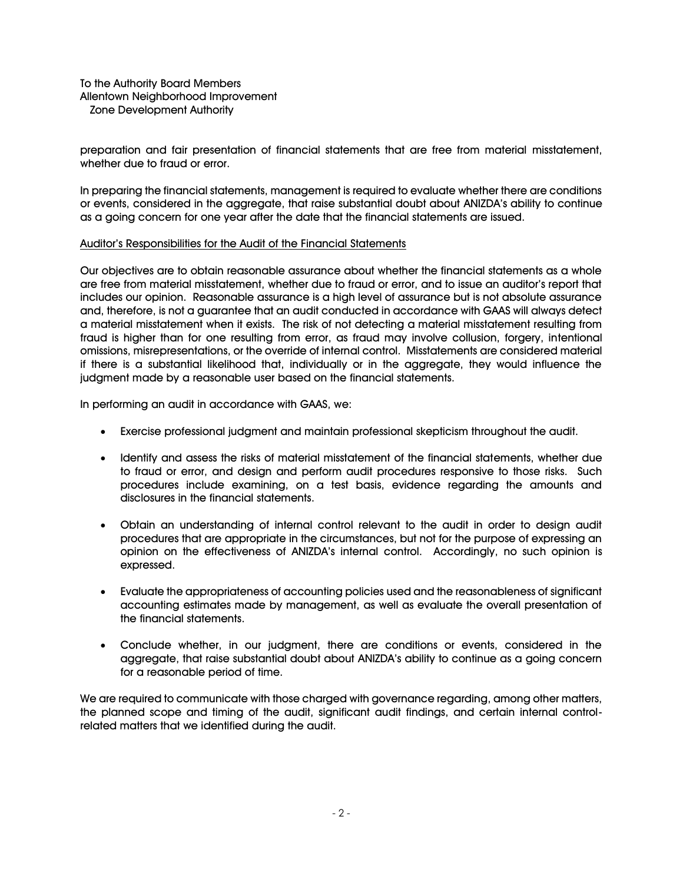To the Authority Board Members
Allentown Neighborhood Improvement
Zone Development Authority

preparation and fair presentation of financial statements that are free from material misstatement, whether due to fraud or error.

In preparing the financial statements, management is required to evaluate whether there are conditions or events, considered in the aggregate, that raise substantial doubt about ANIZDA's ability to continue as a going concern for one year after the date that the financial statements are issued.

Auditor's Responsibilities for the Audit of the Financial Statements

Our objectives are to obtain reasonable assurance about whether the financial statements as a whole are free from material misstatement, whether due to fraud or error, and to issue an auditor's report that includes our opinion. Reasonable assurance is a high level of assurance but is not absolute assurance and, therefore, is not a guarantee that an audit conducted in accordance with GAAS will always detect a material misstatement when it exists. The risk of not detecting a material misstatement resulting from fraud is higher than for one resulting from error, as fraud may involve collusion, forgery, intentional omissions, misrepresentations, or the override of internal control. Misstatements are considered material if there is a substantial likelihood that, individually or in the aggregate, they would influence the judgment made by a reasonable user based on the financial statements.

In performing an audit in accordance with GAAS, we:

- Exercise professional judgment and maintain professional skepticism throughout the audit.
- Identify and assess the risks of material misstatement of the financial statements, whether due to fraud or error, and design and perform audit procedures responsive to those risks. Such procedures include examining, on a test basis, evidence regarding the amounts and disclosures in the financial statements.
- Obtain an understanding of internal control relevant to the audit in order to design audit procedures that are appropriate in the circumstances, but not for the purpose of expressing an opinion on the effectiveness of ANIZDA's internal control. Accordingly, no such opinion is expressed.
- Evaluate the appropriateness of accounting policies used and the reasonableness of significant accounting estimates made by management, as well as evaluate the overall presentation of the financial statements.
- Conclude whether, in our judgment, there are conditions or events, considered in the aggregate, that raise substantial doubt about ANIZDA's ability to continue as a going concern for a reasonable period of time.

We are required to communicate with those charged with governance regarding, among other matters, the planned scope and timing of the audit, significant audit findings, and certain internal control-related matters that we identified during the audit.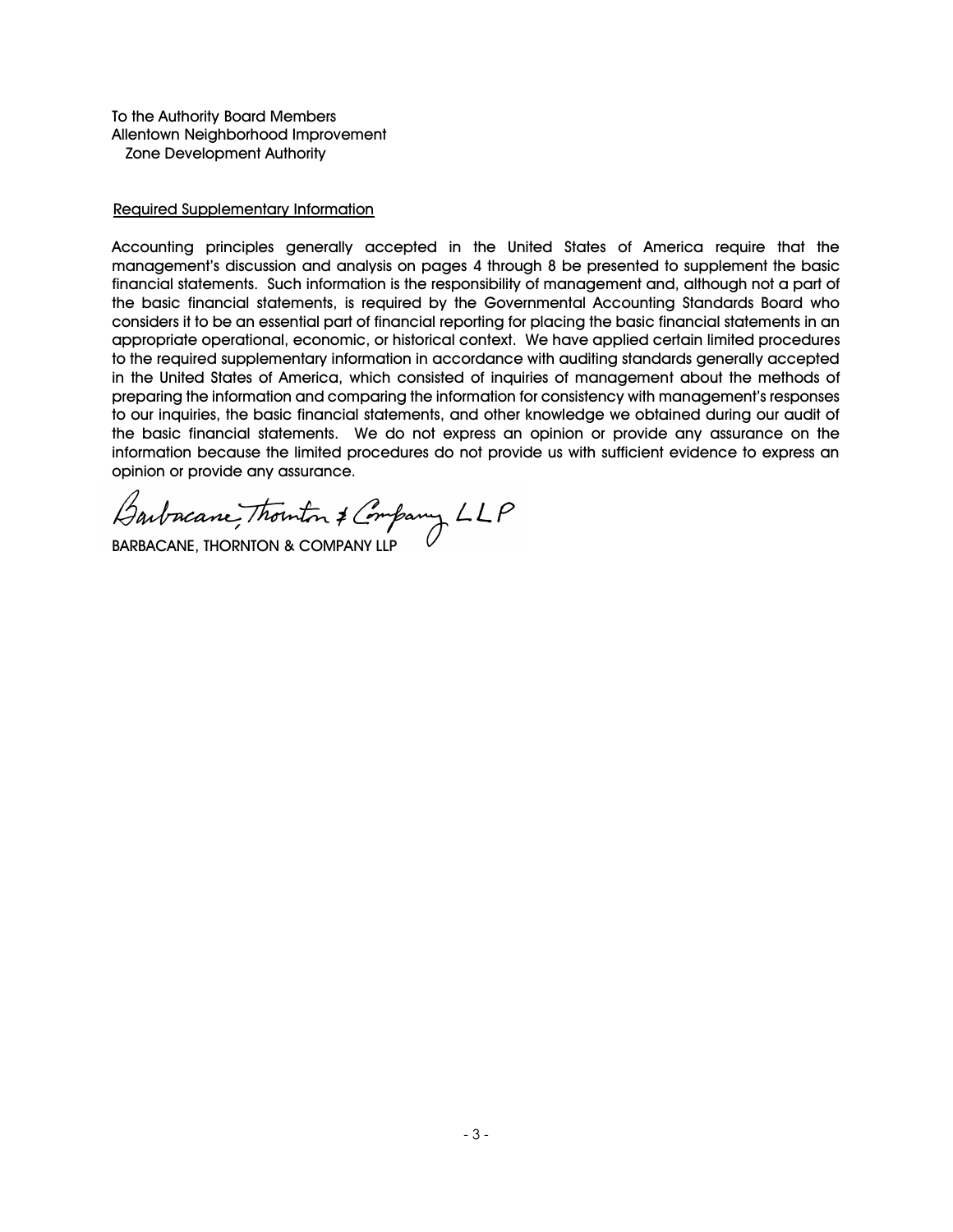To the Authority Board Members
Allentown Neighborhood Improvement
Zone Development Authority

Required Supplementary Information

Accounting principles generally accepted in the United States of America require that the management's discussion and analysis on pages 4 through 8 be presented to supplement the basic financial statements. Such information is the responsibility of management and, although not a part of the basic financial statements, is required by the Governmental Accounting Standards Board who considers it to be an essential part of financial reporting for placing the basic financial statements in an appropriate operational, economic, or historical context. We have applied certain limited procedures to the required supplementary information in accordance with auditing standards generally accepted in the United States of America, which consisted of inquiries of management about the methods of preparing the information and comparing the information for consistency with management's responses to our inquiries, the basic financial statements, and other knowledge we obtained during our audit of the basic financial statements. We do not express an opinion or provide any assurance on the information because the limited procedures do not provide us with sufficient evidence to express an opinion or provide any assurance.

Barbacane, Thornton & Company LLP

BARBACANE, THORNTON & COMPANY LLP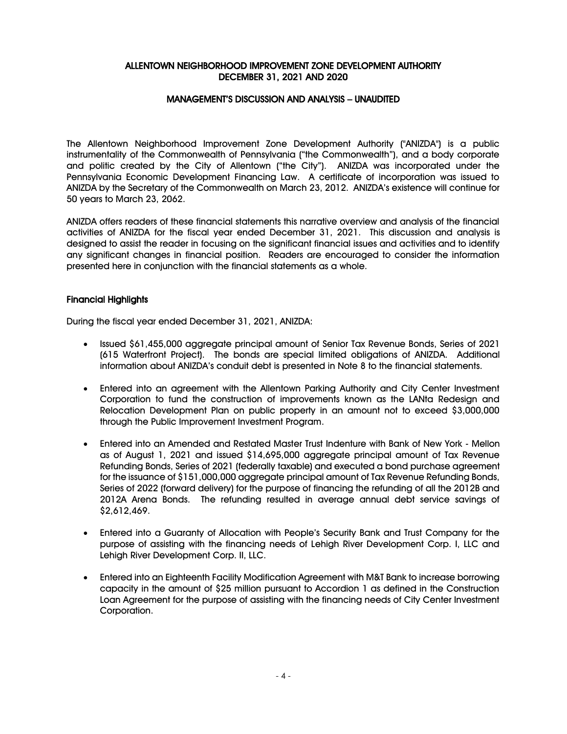# ALLENTOWN NEIGHBORHOOD IMPROVEMENT ZONE DEVELOPMENT AUTHORITY
# DECEMBER 31, 2021 AND 2020

## MANAGEMENT'S DISCUSSION AND ANALYSIS – UNAUDITED

The Allentown Neighborhood Improvement Zone Development Authority ("ANIZDA") is a public instrumentality of the Commonwealth of Pennsylvania ("the Commonwealth"), and a body corporate and politic created by the City of Allentown ("the City"). ANIZDA was incorporated under the Pennsylvania Economic Development Financing Law. A certificate of incorporation was issued to ANIZDA by the Secretary of the Commonwealth on March 23, 2012. ANIZDA's existence will continue for 50 years to March 23, 2062.

ANIZDA offers readers of these financial statements this narrative overview and analysis of the financial activities of ANIZDA for the fiscal year ended December 31, 2021. This discussion and analysis is designed to assist the reader in focusing on the significant financial issues and activities and to identify any significant changes in financial position. Readers are encouraged to consider the information presented here in conjunction with the financial statements as a whole.

### Financial Highlights

During the fiscal year ended December 31, 2021, ANIZDA:

- Issued $61,455,000 aggregate principal amount of Senior Tax Revenue Bonds, Series of 2021 (615 Waterfront Project). The bonds are special limited obligations of ANIZDA. Additional information about ANIZDA's conduit debt is presented in Note 8 to the financial statements.
- Entered into an agreement with the Allentown Parking Authority and City Center Investment Corporation to fund the construction of improvements known as the LANta Redesign and Relocation Development Plan on public property in an amount not to exceed $3,000,000 through the Public Improvement Investment Program.
- Entered into an Amended and Restated Master Trust Indenture with Bank of New York - Mellon as of August 1, 2021 and issued $14,695,000 aggregate principal amount of Tax Revenue Refunding Bonds, Series of 2021 (federally taxable) and executed a bond purchase agreement for the issuance of $151,000,000 aggregate principal amount of Tax Revenue Refunding Bonds, Series of 2022 (forward delivery) for the purpose of financing the refunding of all the 2012B and 2012A Arena Bonds. The refunding resulted in average annual debt service savings of $2,612,469.
- Entered into a Guaranty of Allocation with People's Security Bank and Trust Company for the purpose of assisting with the financing needs of Lehigh River Development Corp. I, LLC and Lehigh River Development Corp. II, LLC.
- Entered into an Eighteenth Facility Modification Agreement with M&T Bank to increase borrowing capacity in the amount of $25 million pursuant to Accordion 1 as defined in the Construction Loan Agreement for the purpose of assisting with the financing needs of City Center Investment Corporation.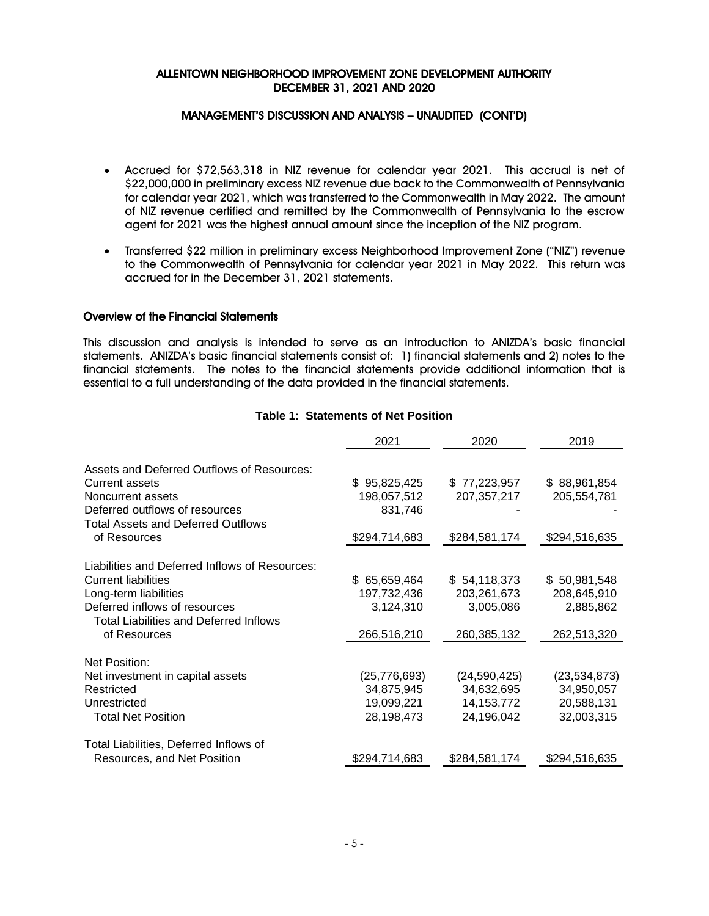- Accrued for $72,563,318 in NIZ revenue for calendar year 2021. This accrual is net of $22,000,000 in preliminary excess NIZ revenue due back to the Commonwealth of Pennsylvania for calendar year 2021, which was transferred to the Commonwealth in May 2022. The amount of NIZ revenue certified and remitted by the Commonwealth of Pennsylvania to the escrow agent for 2021 was the highest annual amount since the inception of the NIZ program.
- Transferred $22 million in preliminary excess Neighborhood Improvement Zone ("NIZ") revenue to the Commonwealth of Pennsylvania for calendar year 2021 in May 2022. This return was accrued for in the December 31, 2021 statements.

## Overview of the Financial Statements

This discussion and analysis is intended to serve as an introduction to ANIZDA's basic financial statements. ANIZDA's basic financial statements consist of: 1) financial statements and 2) notes to the financial statements. The notes to the financial statements provide additional information that is essential to a full understanding of the data provided in the financial statements.

**Table 1: Statements of Net Position**

| | 2021 | 2020 | 2019 |
|---|---|---|---|
| Assets and Deferred Outflows of Resources: | | | |
| Current assets | $ 95,825,425 | $ 77,223,957 | $ 88,961,854 |
| Noncurrent assets | 198,057,512 | 207,357,217 | 205,554,781 |
| Deferred outflows of resources | 831,746 | - | - |
| Total Assets and Deferred Outflows of Resources | $294,714,683 | $284,581,174 | $294,516,635 |
| Liabilities and Deferred Inflows of Resources: | | | |
| Current liabilities | $ 65,659,464 | $ 54,118,373 | $ 50,981,548 |
| Long-term liabilities | 197,732,436 | 203,261,673 | 208,645,910 |
| Deferred inflows of resources | 3,124,310 | 3,005,086 | 2,885,862 |
| Total Liabilities and Deferred Inflows of Resources | 266,516,210 | 260,385,132 | 262,513,320 |
| Net Position: | | | |
| Net investment in capital assets | (25,776,693) | (24,590,425) | (23,534,873) |
| Restricted | 34,875,945 | 34,632,695 | 34,950,057 |
| Unrestricted | 19,099,221 | 14,153,772 | 20,588,131 |
| Total Net Position | 28,198,473 | 24,196,042 | 32,003,315 |
| Total Liabilities, Deferred Inflows of Resources, and Net Position | $294,714,683 | $284,581,174 | $294,516,635 |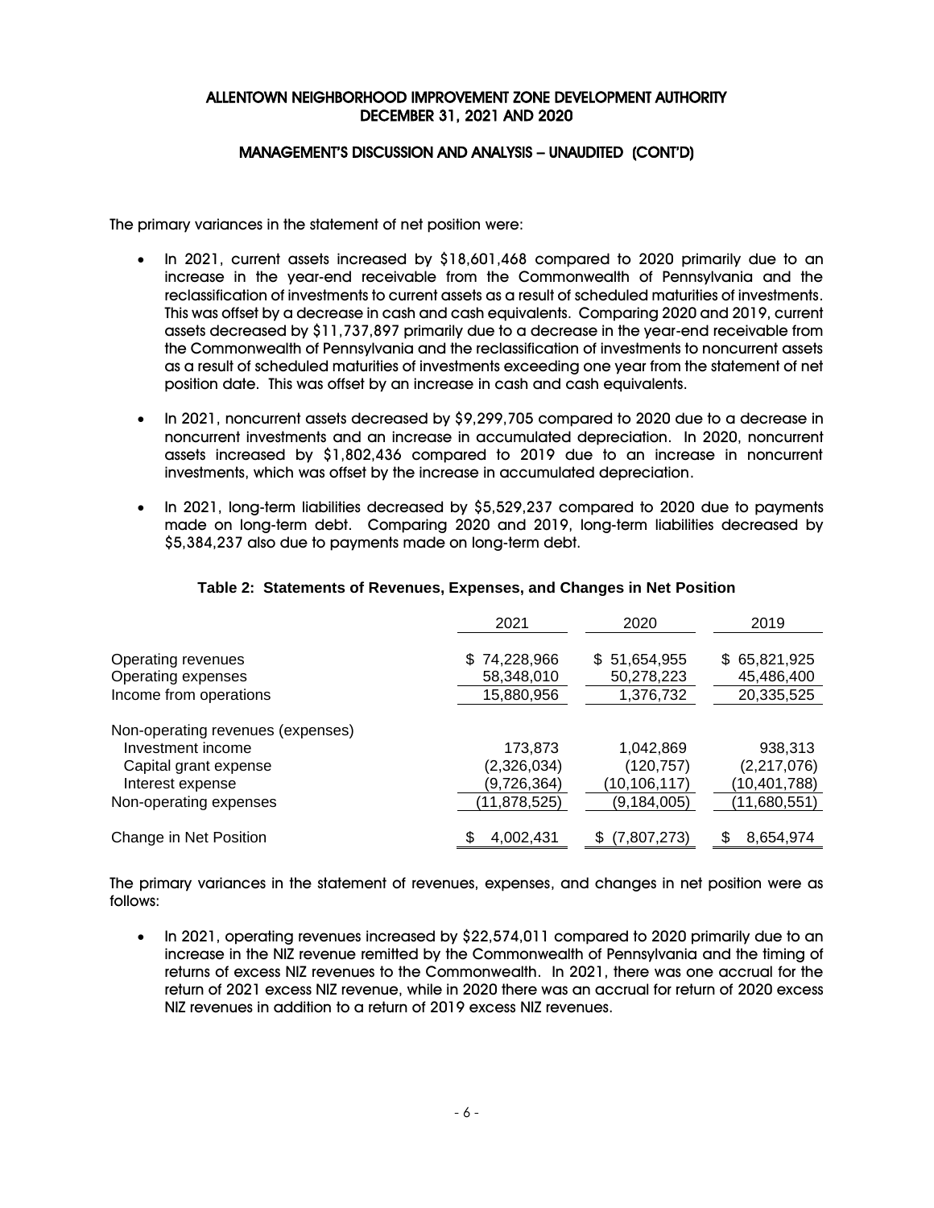The primary variances in the statement of net position were:

- In 2021, current assets increased by $18,601,468 compared to 2020 primarily due to an increase in the year-end receivable from the Commonwealth of Pennsylvania and the reclassification of investments to current assets as a result of scheduled maturities of investments. This was offset by a decrease in cash and cash equivalents. Comparing 2020 and 2019, current assets decreased by $11,737,897 primarily due to a decrease in the year-end receivable from the Commonwealth of Pennsylvania and the reclassification of investments to noncurrent assets as a result of scheduled maturities of investments exceeding one year from the statement of net position date. This was offset by an increase in cash and cash equivalents.
- In 2021, noncurrent assets decreased by $9,299,705 compared to 2020 due to a decrease in noncurrent investments and an increase in accumulated depreciation. In 2020, noncurrent assets increased by $1,802,436 compared to 2019 due to an increase in noncurrent investments, which was offset by the increase in accumulated depreciation.
- In 2021, long-term liabilities decreased by $5,529,237 compared to 2020 due to payments made on long-term debt. Comparing 2020 and 2019, long-term liabilities decreased by $5,384,237 also due to payments made on long-term debt.

**Table 2: Statements of Revenues, Expenses, and Changes in Net Position**

| | 2021 | 2020 | 2019 |
|---|---|---|---|
| Operating revenues | $ 74,228,966 | $ 51,654,955 | $ 65,821,925 |
| Operating expenses | 58,348,010 | 50,278,223 | 45,486,400 |
| Income from operations | 15,880,956 | 1,376,732 | 20,335,525 |
| Non-operating revenues (expenses) | | | |
| Investment income | 173,873 | 1,042,869 | 938,313 |
| Capital grant expense | (2,326,034) | (120,757) | (2,217,076) |
| Interest expense | (9,726,364) | (10,106,117) | (10,401,788) |
| Non-operating expenses | (11,878,525) | (9,184,005) | (11,680,551) |
| Change in Net Position | $ 4,002,431 | $ (7,807,273) | $ 8,654,974 |

The primary variances in the statement of revenues, expenses, and changes in net position were as follows:

- In 2021, operating revenues increased by $22,574,011 compared to 2020 primarily due to an increase in the NIZ revenue remitted by the Commonwealth of Pennsylvania and the timing of returns of excess NIZ revenues to the Commonwealth. In 2021, there was one accrual for the return of 2021 excess NIZ revenue, while in 2020 there was an accrual for return of 2020 excess NIZ revenues in addition to a return of 2019 excess NIZ revenues.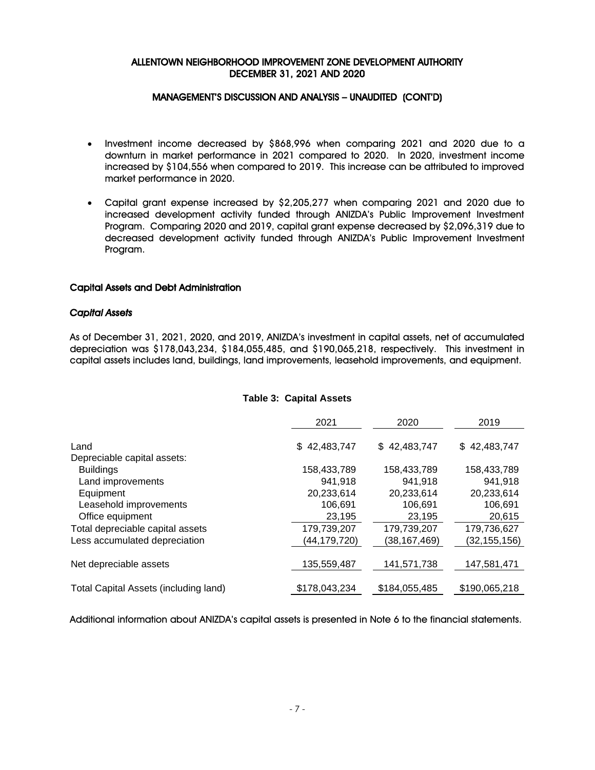ALLENTOWN NEIGHBORHOOD IMPROVEMENT ZONE DEVELOPMENT AUTHORITY
DECEMBER 31, 2021 AND 2020

MANAGEMENT'S DISCUSSION AND ANALYSIS – UNAUDITED (CONT'D)

- Investment income decreased by $868,996 when comparing 2021 and 2020 due to a downturn in market performance in 2021 compared to 2020. In 2020, investment income increased by $104,556 when compared to 2019. This increase can be attributed to improved market performance in 2020.

- Capital grant expense increased by $2,205,277 when comparing 2021 and 2020 due to increased development activity funded through ANIZDA's Public Improvement Investment Program. Comparing 2020 and 2019, capital grant expense decreased by $2,096,319 due to decreased development activity funded through ANIZDA's Public Improvement Investment Program.

## Capital Assets and Debt Administration

### *Capital Assets*

As of December 31, 2021, 2020, and 2019, ANIZDA's investment in capital assets, net of accumulated depreciation was $178,043,234, $184,055,485, and $190,065,218, respectively. This investment in capital assets includes land, buildings, land improvements, leasehold improvements, and equipment.

**Table 3: Capital Assets**

| | 2021 | 2020 | 2019 |
|---|---|---|---|
| Land | $ 42,483,747 | $ 42,483,747 | $ 42,483,747 |
| Depreciable capital assets: | | | |
| Buildings | 158,433,789 | 158,433,789 | 158,433,789 |
| Land improvements | 941,918 | 941,918 | 941,918 |
| Equipment | 20,233,614 | 20,233,614 | 20,233,614 |
| Leasehold improvements | 106,691 | 106,691 | 106,691 |
| Office equipment | 23,195 | 23,195 | 20,615 |
| Total depreciable capital assets | 179,739,207 | 179,739,207 | 179,736,627 |
| Less accumulated depreciation | (44,179,720) | (38,167,469) | (32,155,156) |
| Net depreciable assets | 135,559,487 | 141,571,738 | 147,581,471 |
| Total Capital Assets (including land) | $178,043,234 | $184,055,485 | $190,065,218 |

Additional information about ANIZDA's capital assets is presented in Note 6 to the financial statements.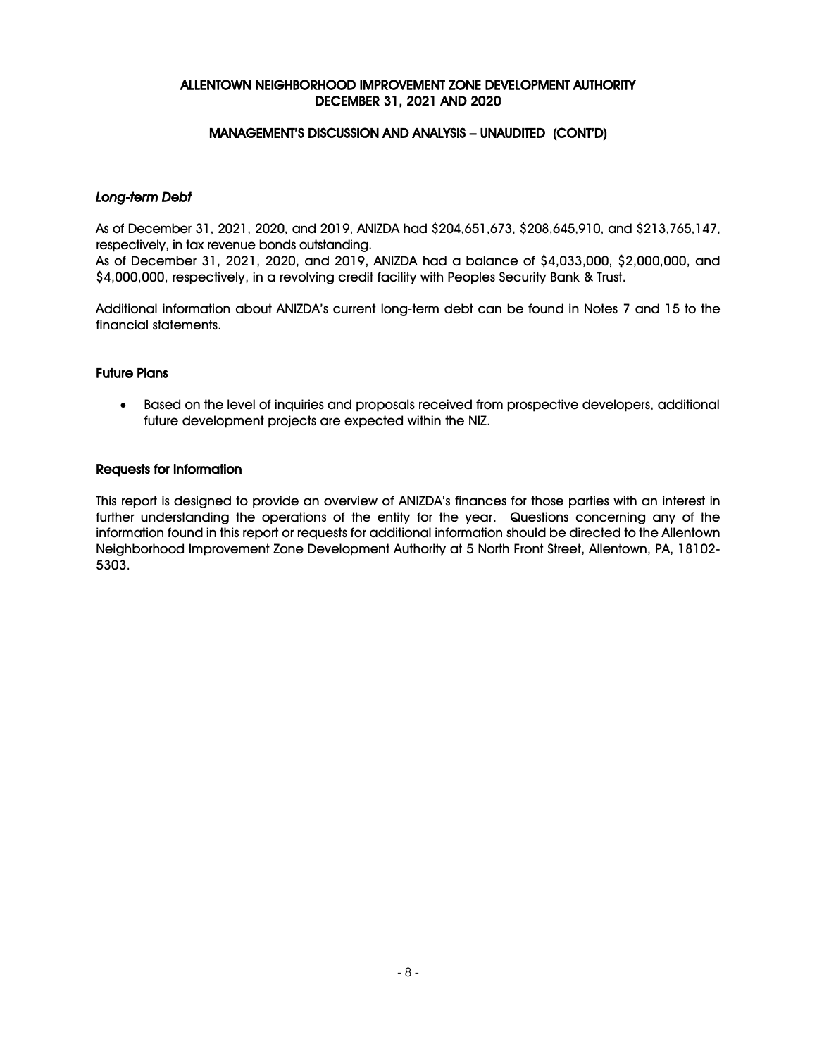### *Long-term Debt*

As of December 31, 2021, 2020, and 2019, ANIZDA had $204,651,673, $208,645,910, and $213,765,147, respectively, in tax revenue bonds outstanding.
As of December 31, 2021, 2020, and 2019, ANIZDA had a balance of $4,033,000, $2,000,000, and $4,000,000, respectively, in a revolving credit facility with Peoples Security Bank & Trust.

Additional information about ANIZDA's current long-term debt can be found in Notes 7 and 15 to the financial statements.

### Future Plans

- Based on the level of inquiries and proposals received from prospective developers, additional future development projects are expected within the NIZ.

### Requests for Information

This report is designed to provide an overview of ANIZDA's finances for those parties with an interest in further understanding the operations of the entity for the year. Questions concerning any of the information found in this report or requests for additional information should be directed to the Allentown Neighborhood Improvement Zone Development Authority at 5 North Front Street, Allentown, PA, 18102-5303.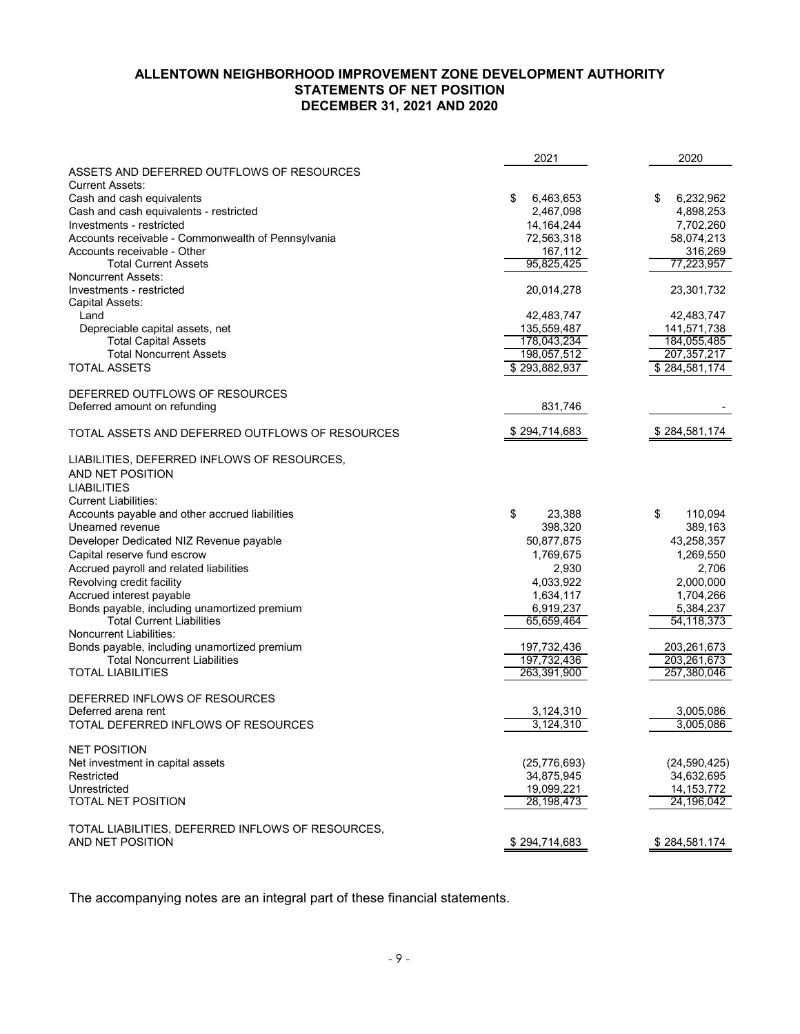# ALLENTOWN NEIGHBORHOOD IMPROVEMENT ZONE DEVELOPMENT AUTHORITY
## STATEMENTS OF NET POSITION
## DECEMBER 31, 2021 AND 2020

| | 2021 | 2020 |
|---|---|---|
| ASSETS AND DEFERRED OUTFLOWS OF RESOURCES | | |
| Current Assets: | | |
| Cash and cash equivalents | $ 6,463,653 | $ 6,232,962 |
| Cash and cash equivalents - restricted | 2,467,098 | 4,898,253 |
| Investments - restricted | 14,164,244 | 7,702,260 |
| Accounts receivable - Commonwealth of Pennsylvania | 72,563,318 | 58,074,213 |
| Accounts receivable - Other | 167,112 | 316,269 |
| Total Current Assets | 95,825,425 | 77,223,957 |
| Noncurrent Assets: | | |
| Investments - restricted | 20,014,278 | 23,301,732 |
| Capital Assets: | | |
| Land | 42,483,747 | 42,483,747 |
| Depreciable capital assets, net | 135,559,487 | 141,571,738 |
| Total Capital Assets | 178,043,234 | 184,055,485 |
| Total Noncurrent Assets | 198,057,512 | 207,357,217 |
| TOTAL ASSETS | $ 293,882,937 | $ 284,581,174 |
| DEFERRED OUTFLOWS OF RESOURCES | | |
| Deferred amount on refunding | 831,746 | - |
| TOTAL ASSETS AND DEFERRED OUTFLOWS OF RESOURCES | $ 294,714,683 | $ 284,581,174 |
| LIABILITIES, DEFERRED INFLOWS OF RESOURCES, AND NET POSITION | | |
| LIABILITIES | | |
| Current Liabilities: | | |
| Accounts payable and other accrued liabilities | $ 23,388 | $ 110,094 |
| Unearned revenue | 398,320 | 389,163 |
| Developer Dedicated NIZ Revenue payable | 50,877,875 | 43,258,357 |
| Capital reserve fund escrow | 1,769,675 | 1,269,550 |
| Accrued payroll and related liabilities | 2,930 | 2,706 |
| Revolving credit facility | 4,033,922 | 2,000,000 |
| Accrued interest payable | 1,634,117 | 1,704,266 |
| Bonds payable, including unamortized premium | 6,919,237 | 5,384,237 |
| Total Current Liabilities | 65,659,464 | 54,118,373 |
| Noncurrent Liabilities: | | |
| Bonds payable, including unamortized premium | 197,732,436 | 203,261,673 |
| Total Noncurrent Liabilities | 197,732,436 | 203,261,673 |
| TOTAL LIABILITIES | 263,391,900 | 257,380,046 |
| DEFERRED INFLOWS OF RESOURCES | | |
| Deferred arena rent | 3,124,310 | 3,005,086 |
| TOTAL DEFERRED INFLOWS OF RESOURCES | 3,124,310 | 3,005,086 |
| NET POSITION | | |
| Net investment in capital assets | (25,776,693) | (24,590,425) |
| Restricted | 34,875,945 | 34,632,695 |
| Unrestricted | 19,099,221 | 14,153,772 |
| TOTAL NET POSITION | 28,198,473 | 24,196,042 |
| TOTAL LIABILITIES, DEFERRED INFLOWS OF RESOURCES, AND NET POSITION | $ 294,714,683 | $ 284,581,174 |

The accompanying notes are an integral part of these financial statements.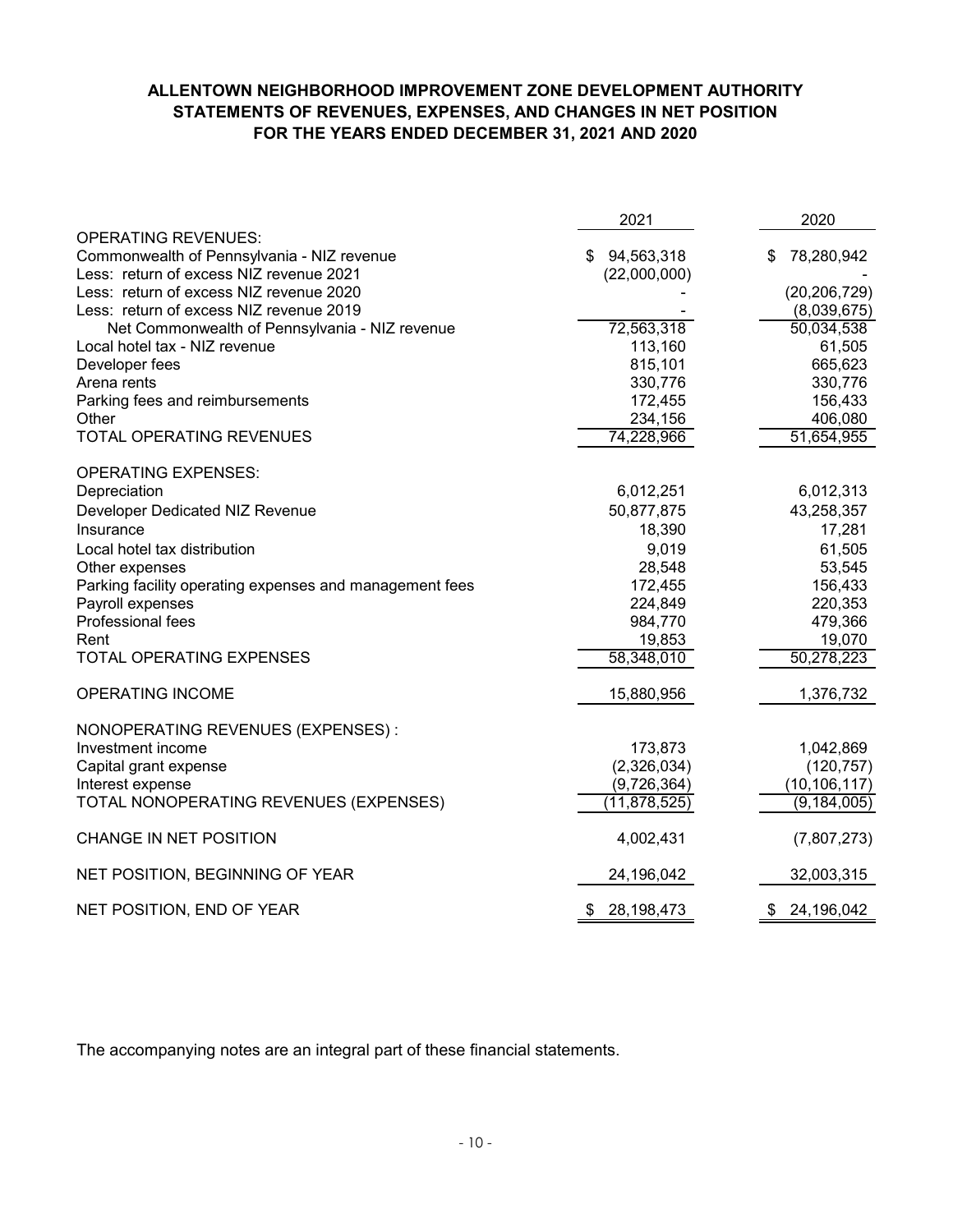**ALLENTOWN NEIGHBORHOOD IMPROVEMENT ZONE DEVELOPMENT AUTHORITY**
**STATEMENTS OF REVENUES, EXPENSES, AND CHANGES IN NET POSITION**
**FOR THE YEARS ENDED DECEMBER 31, 2021 AND 2020**

| | 2021 | 2020 |
|---|---|---|
| OPERATING REVENUES: | | |
| Commonwealth of Pennsylvania - NIZ revenue | $ 94,563,318 | $ 78,280,942 |
| Less: return of excess NIZ revenue 2021 | (22,000,000) | - |
| Less: return of excess NIZ revenue 2020 | - | (20,206,729) |
| Less: return of excess NIZ revenue 2019 | - | (8,039,675) |
| Net Commonwealth of Pennsylvania - NIZ revenue | 72,563,318 | 50,034,538 |
| Local hotel tax - NIZ revenue | 113,160 | 61,505 |
| Developer fees | 815,101 | 665,623 |
| Arena rents | 330,776 | 330,776 |
| Parking fees and reimbursements | 172,455 | 156,433 |
| Other | 234,156 | 406,080 |
| TOTAL OPERATING REVENUES | 74,228,966 | 51,654,955 |
| | | |
| OPERATING EXPENSES: | | |
| Depreciation | 6,012,251 | 6,012,313 |
| Developer Dedicated NIZ Revenue | 50,877,875 | 43,258,357 |
| Insurance | 18,390 | 17,281 |
| Local hotel tax distribution | 9,019 | 61,505 |
| Other expenses | 28,548 | 53,545 |
| Parking facility operating expenses and management fees | 172,455 | 156,433 |
| Payroll expenses | 224,849 | 220,353 |
| Professional fees | 984,770 | 479,366 |
| Rent | 19,853 | 19,070 |
| TOTAL OPERATING EXPENSES | 58,348,010 | 50,278,223 |
| | | |
| OPERATING INCOME | 15,880,956 | 1,376,732 |
| | | |
| NONOPERATING REVENUES (EXPENSES) : | | |
| Investment income | 173,873 | 1,042,869 |
| Capital grant expense | (2,326,034) | (120,757) |
| Interest expense | (9,726,364) | (10,106,117) |
| TOTAL NONOPERATING REVENUES (EXPENSES) | (11,878,525) | (9,184,005) |
| | | |
| CHANGE IN NET POSITION | 4,002,431 | (7,807,273) |
| | | |
| NET POSITION, BEGINNING OF YEAR | 24,196,042 | 32,003,315 |
| | | |
| NET POSITION, END OF YEAR | $ 28,198,473 | $ 24,196,042 |

The accompanying notes are an integral part of these financial statements.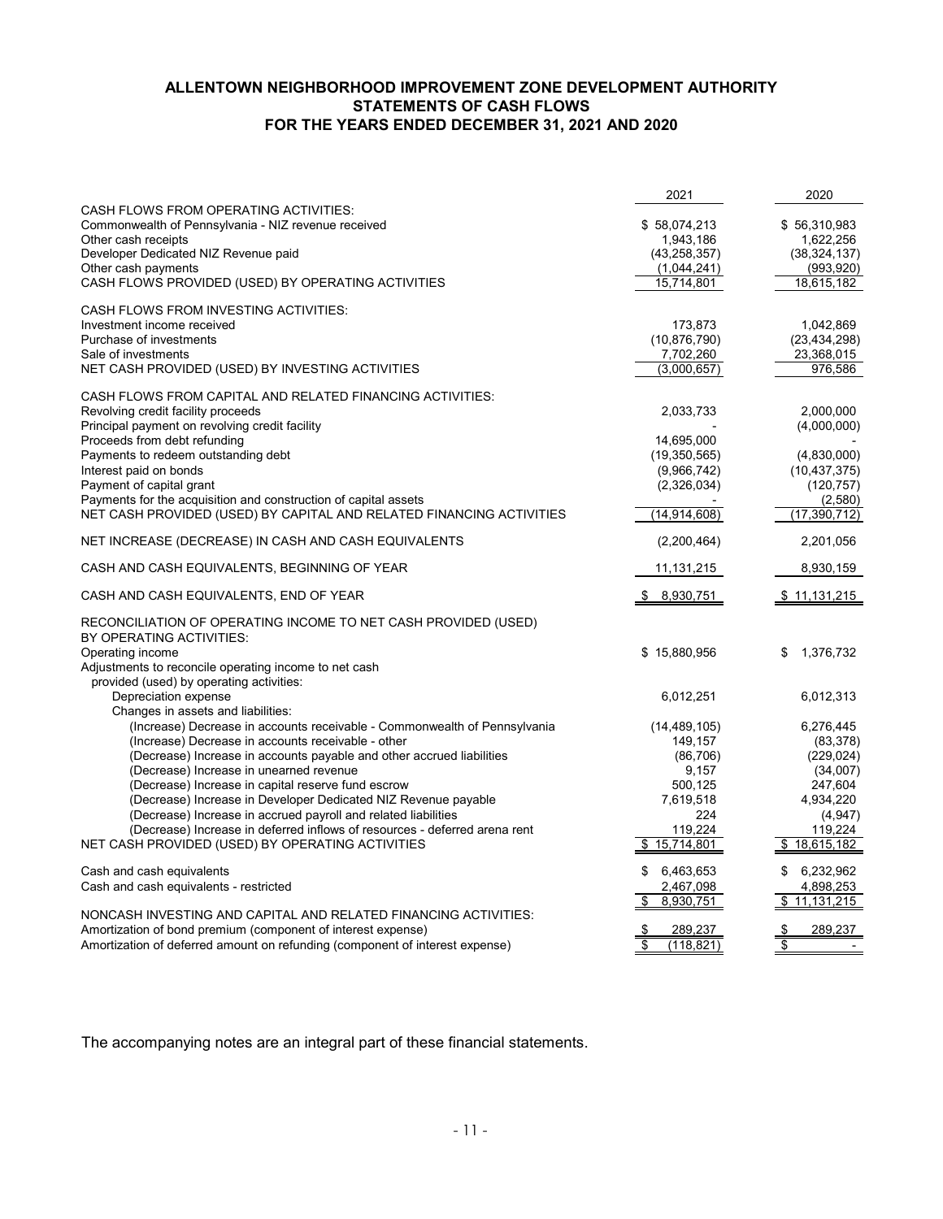# ALLENTOWN NEIGHBORHOOD IMPROVEMENT ZONE DEVELOPMENT AUTHORITY
## STATEMENTS OF CASH FLOWS
## FOR THE YEARS ENDED DECEMBER 31, 2021 AND 2020

| | 2021 | 2020 |
|---|---|---|
| CASH FLOWS FROM OPERATING ACTIVITIES: | | |
| Commonwealth of Pennsylvania - NIZ revenue received | $ 58,074,213 | $ 56,310,983 |
| Other cash receipts | 1,943,186 | 1,622,256 |
| Developer Dedicated NIZ Revenue paid | (43,258,357) | (38,324,137) |
| Other cash payments | (1,044,241) | (993,920) |
| CASH FLOWS PROVIDED (USED) BY OPERATING ACTIVITIES | 15,714,801 | 18,615,182 |
| CASH FLOWS FROM INVESTING ACTIVITIES: | | |
| Investment income received | 173,873 | 1,042,869 |
| Purchase of investments | (10,876,790) | (23,434,298) |
| Sale of investments | 7,702,260 | 23,368,015 |
| NET CASH PROVIDED (USED) BY INVESTING ACTIVITIES | (3,000,657) | 976,586 |
| CASH FLOWS FROM CAPITAL AND RELATED FINANCING ACTIVITIES: | | |
| Revolving credit facility proceeds | 2,033,733 | 2,000,000 |
| Principal payment on revolving credit facility | - | (4,000,000) |
| Proceeds from debt refunding | 14,695,000 | - |
| Payments to redeem outstanding debt | (19,350,565) | (4,830,000) |
| Interest paid on bonds | (9,966,742) | (10,437,375) |
| Payment of capital grant | (2,326,034) | (120,757) |
| Payments for the acquisition and construction of capital assets | - | (2,580) |
| NET CASH PROVIDED (USED) BY CAPITAL AND RELATED FINANCING ACTIVITIES | (14,914,608) | (17,390,712) |
| NET INCREASE (DECREASE) IN CASH AND CASH EQUIVALENTS | (2,200,464) | 2,201,056 |
| CASH AND CASH EQUIVALENTS, BEGINNING OF YEAR | 11,131,215 | 8,930,159 |
| CASH AND CASH EQUIVALENTS, END OF YEAR | $ 8,930,751 | $ 11,131,215 |
| RECONCILIATION OF OPERATING INCOME TO NET CASH PROVIDED (USED) BY OPERATING ACTIVITIES: | | |
| Operating income | $ 15,880,956 | $ 1,376,732 |
| Adjustments to reconcile operating income to net cash provided (used) by operating activities: | | |
| Depreciation expense | 6,012,251 | 6,012,313 |
| Changes in assets and liabilities: | | |
| (Increase) Decrease in accounts receivable - Commonwealth of Pennsylvania | (14,489,105) | 6,276,445 |
| (Increase) Decrease in accounts receivable - other | 149,157 | (83,378) |
| (Decrease) Increase in accounts payable and other accrued liabilities | (86,706) | (229,024) |
| (Decrease) Increase in unearned revenue | 9,157 | (34,007) |
| (Decrease) Increase in capital reserve fund escrow | 500,125 | 247,604 |
| (Decrease) Increase in Developer Dedicated NIZ Revenue payable | 7,619,518 | 4,934,220 |
| (Decrease) Increase in accrued payroll and related liabilities | 224 | (4,947) |
| (Decrease) Increase in deferred inflows of resources - deferred arena rent | 119,224 | 119,224 |
| NET CASH PROVIDED (USED) BY OPERATING ACTIVITIES | $ 15,714,801 | $ 18,615,182 |
| Cash and cash equivalents | $ 6,463,653 | $ 6,232,962 |
| Cash and cash equivalents - restricted | 2,467,098 | 4,898,253 |
| | $ 8,930,751 | $ 11,131,215 |
| NONCASH INVESTING AND CAPITAL AND RELATED FINANCING ACTIVITIES: | | |
| Amortization of bond premium (component of interest expense) | $ 289,237 | $ 289,237 |
| Amortization of deferred amount on refunding (component of interest expense) | $ (118,821) | $ - |

The accompanying notes are an integral part of these financial statements.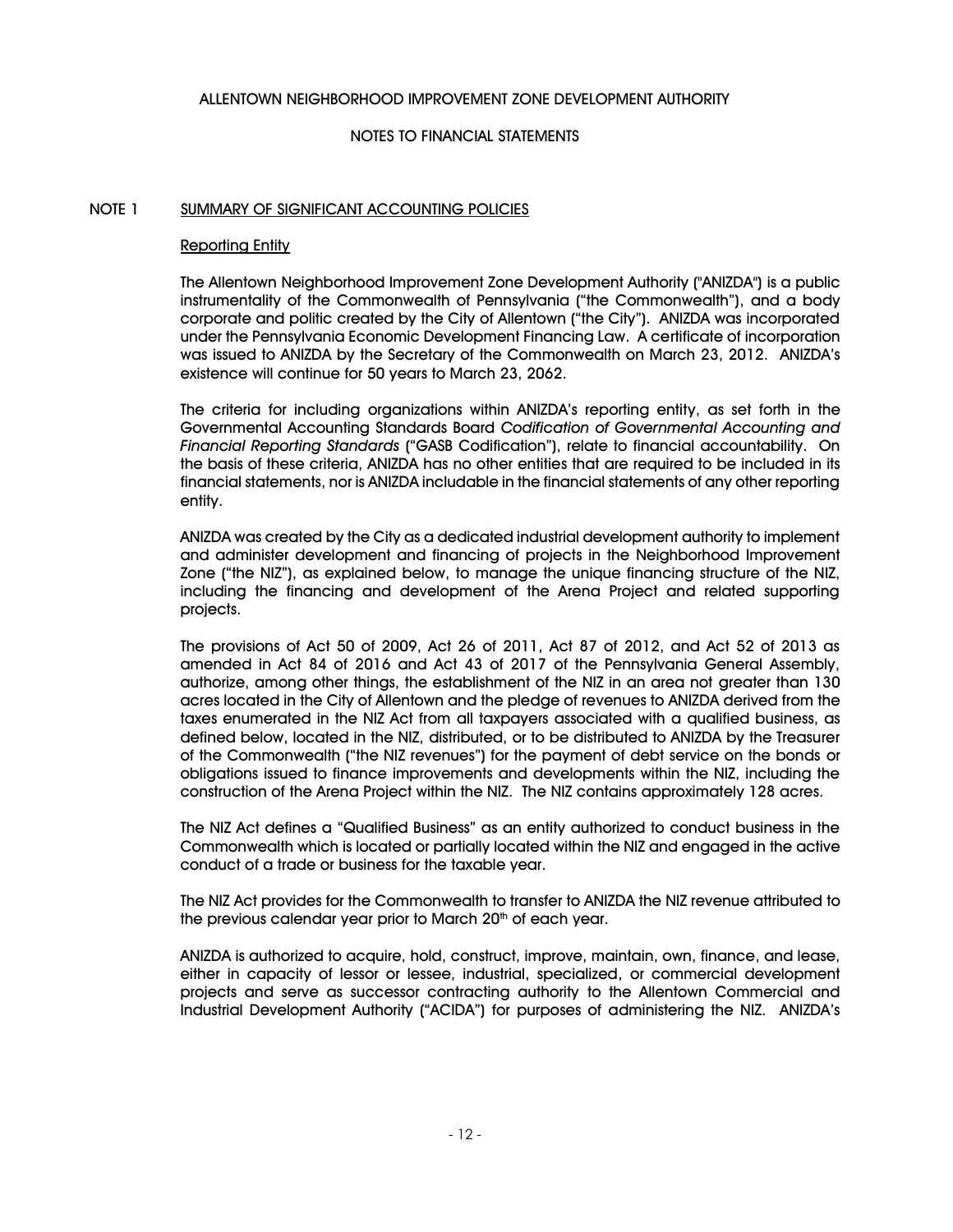ALLENTOWN NEIGHBORHOOD IMPROVEMENT ZONE DEVELOPMENT AUTHORITY

NOTES TO FINANCIAL STATEMENTS

## NOTE 1 SUMMARY OF SIGNIFICANT ACCOUNTING POLICIES

### Reporting Entity

The Allentown Neighborhood Improvement Zone Development Authority ("ANIZDA") is a public instrumentality of the Commonwealth of Pennsylvania ("the Commonwealth"), and a body corporate and politic created by the City of Allentown ("the City"). ANIZDA was incorporated under the Pennsylvania Economic Development Financing Law. A certificate of incorporation was issued to ANIZDA by the Secretary of the Commonwealth on March 23, 2012. ANIZDA's existence will continue for 50 years to March 23, 2062.

The criteria for including organizations within ANIZDA's reporting entity, as set forth in the Governmental Accounting Standards Board *Codification of Governmental Accounting and Financial Reporting Standards* ("GASB Codification"), relate to financial accountability. On the basis of these criteria, ANIZDA has no other entities that are required to be included in its financial statements, nor is ANIZDA includable in the financial statements of any other reporting entity.

ANIZDA was created by the City as a dedicated industrial development authority to implement and administer development and financing of projects in the Neighborhood Improvement Zone ("the NIZ"), as explained below, to manage the unique financing structure of the NIZ, including the financing and development of the Arena Project and related supporting projects.

The provisions of Act 50 of 2009, Act 26 of 2011, Act 87 of 2012, and Act 52 of 2013 as amended in Act 84 of 2016 and Act 43 of 2017 of the Pennsylvania General Assembly, authorize, among other things, the establishment of the NIZ in an area not greater than 130 acres located in the City of Allentown and the pledge of revenues to ANIZDA derived from the taxes enumerated in the NIZ Act from all taxpayers associated with a qualified business, as defined below, located in the NIZ, distributed, or to be distributed to ANIZDA by the Treasurer of the Commonwealth ("the NIZ revenues") for the payment of debt service on the bonds or obligations issued to finance improvements and developments within the NIZ, including the construction of the Arena Project within the NIZ. The NIZ contains approximately 128 acres.

The NIZ Act defines a "Qualified Business" as an entity authorized to conduct business in the Commonwealth which is located or partially located within the NIZ and engaged in the active conduct of a trade or business for the taxable year.

The NIZ Act provides for the Commonwealth to transfer to ANIZDA the NIZ revenue attributed to the previous calendar year prior to March 20th of each year.

ANIZDA is authorized to acquire, hold, construct, improve, maintain, own, finance, and lease, either in capacity of lessor or lessee, industrial, specialized, or commercial development projects and serve as successor contracting authority to the Allentown Commercial and Industrial Development Authority ("ACIDA") for purposes of administering the NIZ. ANIZDA's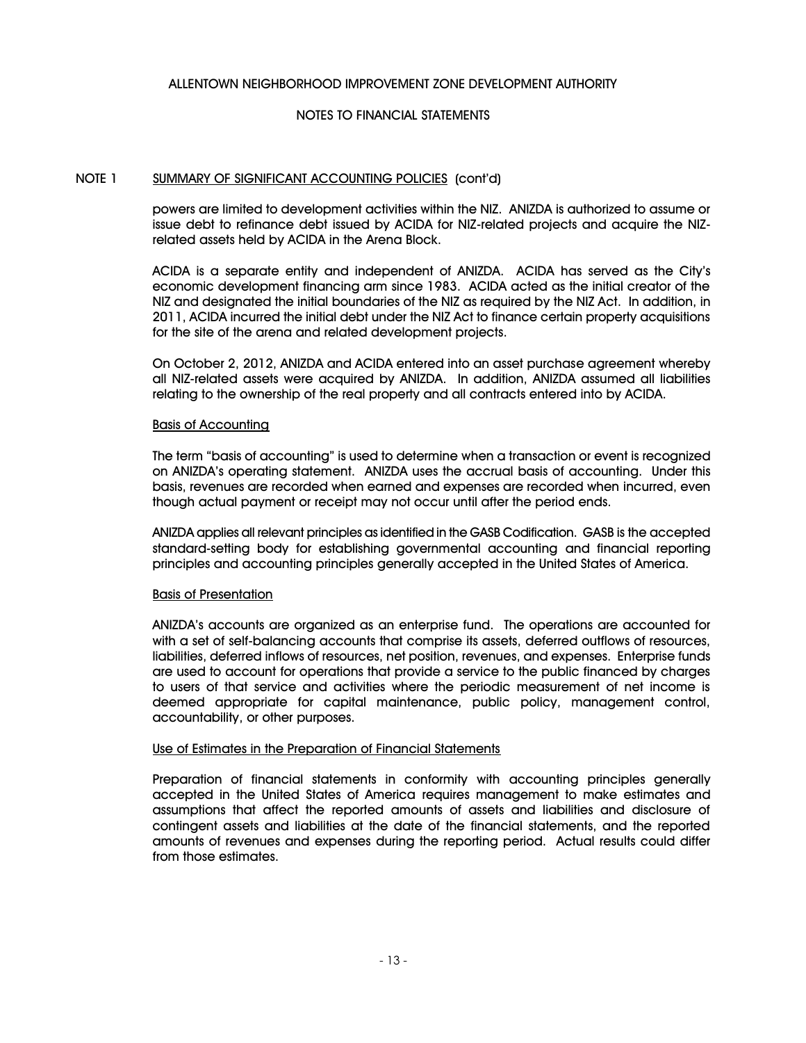## NOTE 1 SUMMARY OF SIGNIFICANT ACCOUNTING POLICIES (cont'd)

powers are limited to development activities within the NIZ. ANIZDA is authorized to assume or issue debt to refinance debt issued by ACIDA for NIZ-related projects and acquire the NIZ-related assets held by ACIDA in the Arena Block.

ACIDA is a separate entity and independent of ANIZDA. ACIDA has served as the City's economic development financing arm since 1983. ACIDA acted as the initial creator of the NIZ and designated the initial boundaries of the NIZ as required by the NIZ Act. In addition, in 2011, ACIDA incurred the initial debt under the NIZ Act to finance certain property acquisitions for the site of the arena and related development projects.

On October 2, 2012, ANIZDA and ACIDA entered into an asset purchase agreement whereby all NIZ-related assets were acquired by ANIZDA. In addition, ANIZDA assumed all liabilities relating to the ownership of the real property and all contracts entered into by ACIDA.

### Basis of Accounting

The term "basis of accounting" is used to determine when a transaction or event is recognized on ANIZDA's operating statement. ANIZDA uses the accrual basis of accounting. Under this basis, revenues are recorded when earned and expenses are recorded when incurred, even though actual payment or receipt may not occur until after the period ends.

ANIZDA applies all relevant principles as identified in the GASB Codification. GASB is the accepted standard-setting body for establishing governmental accounting and financial reporting principles and accounting principles generally accepted in the United States of America.

### Basis of Presentation

ANIZDA's accounts are organized as an enterprise fund. The operations are accounted for with a set of self-balancing accounts that comprise its assets, deferred outflows of resources, liabilities, deferred inflows of resources, net position, revenues, and expenses. Enterprise funds are used to account for operations that provide a service to the public financed by charges to users of that service and activities where the periodic measurement of net income is deemed appropriate for capital maintenance, public policy, management control, accountability, or other purposes.

### Use of Estimates in the Preparation of Financial Statements

Preparation of financial statements in conformity with accounting principles generally accepted in the United States of America requires management to make estimates and assumptions that affect the reported amounts of assets and liabilities and disclosure of contingent assets and liabilities at the date of the financial statements, and the reported amounts of revenues and expenses during the reporting period. Actual results could differ from those estimates.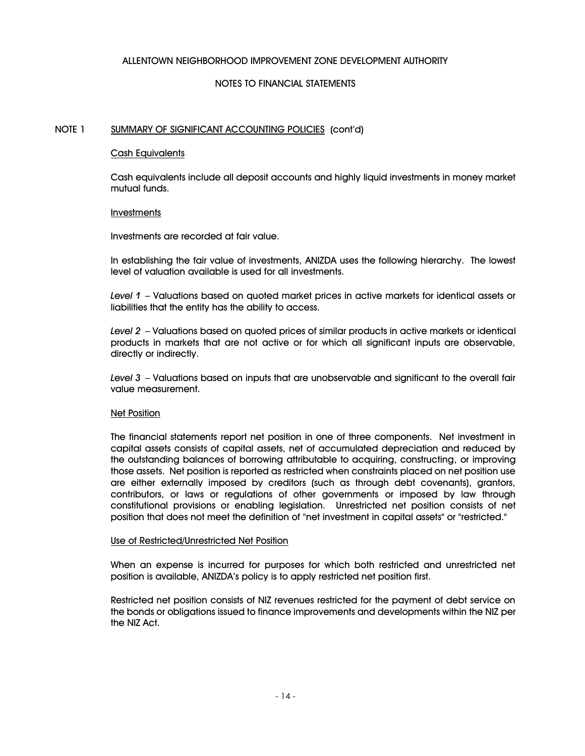ALLENTOWN NEIGHBORHOOD IMPROVEMENT ZONE DEVELOPMENT AUTHORITY

NOTES TO FINANCIAL STATEMENTS

## NOTE 1 SUMMARY OF SIGNIFICANT ACCOUNTING POLICIES (cont'd)

### Cash Equivalents

Cash equivalents include all deposit accounts and highly liquid investments in money market mutual funds.

### Investments

Investments are recorded at fair value.

In establishing the fair value of investments, ANIZDA uses the following hierarchy. The lowest level of valuation available is used for all investments.

*Level 1* – Valuations based on quoted market prices in active markets for identical assets or liabilities that the entity has the ability to access.

*Level 2* – Valuations based on quoted prices of similar products in active markets or identical products in markets that are not active or for which all significant inputs are observable, directly or indirectly.

*Level 3* – Valuations based on inputs that are unobservable and significant to the overall fair value measurement.

### Net Position

The financial statements report net position in one of three components. Net investment in capital assets consists of capital assets, net of accumulated depreciation and reduced by the outstanding balances of borrowing attributable to acquiring, constructing, or improving those assets. Net position is reported as restricted when constraints placed on net position use are either externally imposed by creditors (such as through debt covenants), grantors, contributors, or laws or regulations of other governments or imposed by law through constitutional provisions or enabling legislation. Unrestricted net position consists of net position that does not meet the definition of "net investment in capital assets" or "restricted."

### Use of Restricted/Unrestricted Net Position

When an expense is incurred for purposes for which both restricted and unrestricted net position is available, ANIZDA's policy is to apply restricted net position first.

Restricted net position consists of NIZ revenues restricted for the payment of debt service on the bonds or obligations issued to finance improvements and developments within the NIZ per the NIZ Act.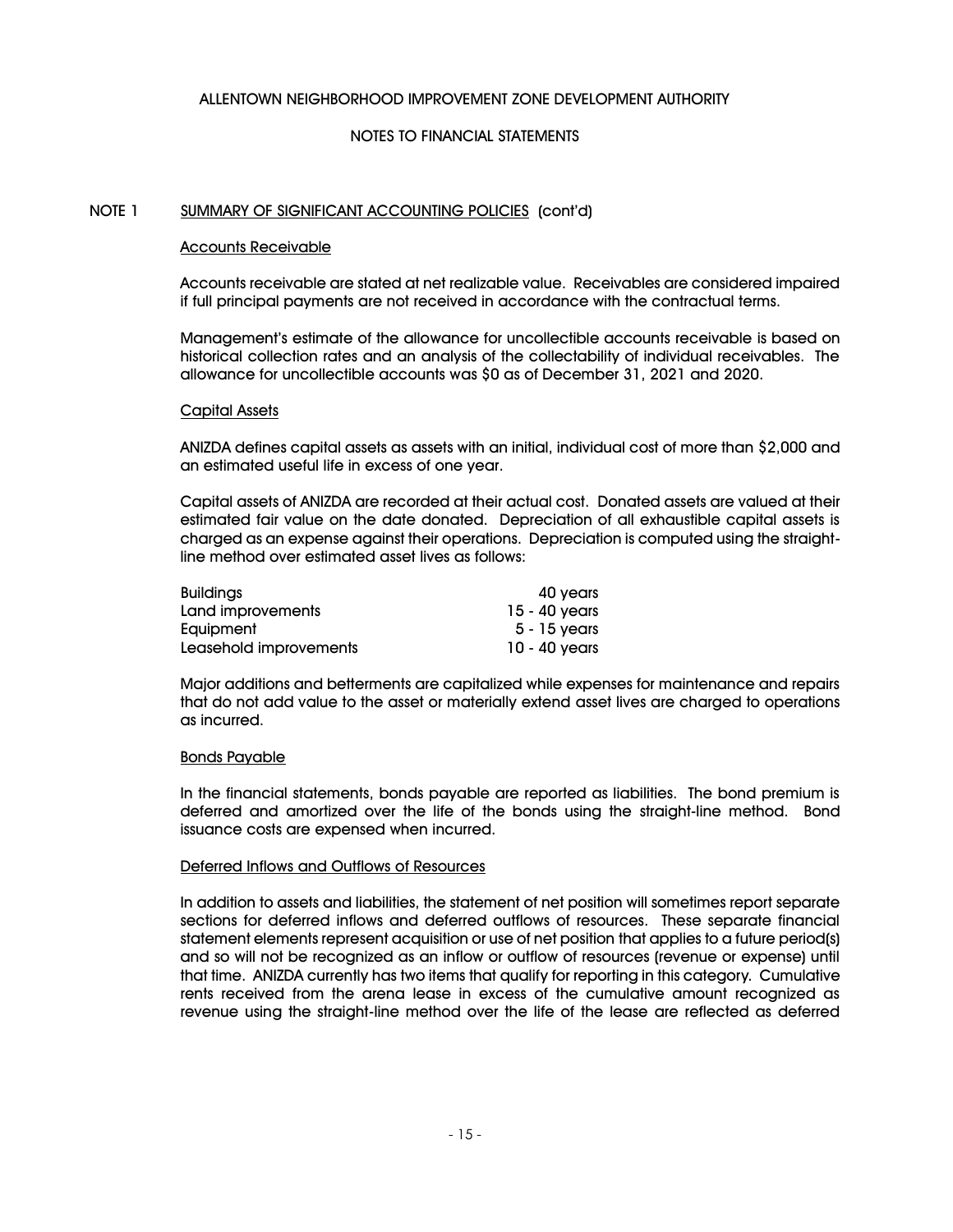ALLENTOWN NEIGHBORHOOD IMPROVEMENT ZONE DEVELOPMENT AUTHORITY

NOTES TO FINANCIAL STATEMENTS

## NOTE 1 SUMMARY OF SIGNIFICANT ACCOUNTING POLICIES (cont'd)

### Accounts Receivable

Accounts receivable are stated at net realizable value. Receivables are considered impaired if full principal payments are not received in accordance with the contractual terms.

Management's estimate of the allowance for uncollectible accounts receivable is based on historical collection rates and an analysis of the collectability of individual receivables. The allowance for uncollectible accounts was $0 as of December 31, 2021 and 2020.

### Capital Assets

ANIZDA defines capital assets as assets with an initial, individual cost of more than $2,000 and an estimated useful life in excess of one year.

Capital assets of ANIZDA are recorded at their actual cost. Donated assets are valued at their estimated fair value on the date donated. Depreciation of all exhaustible capital assets is charged as an expense against their operations. Depreciation is computed using the straight-line method over estimated asset lives as follows:

| | |
|---|---|
| Buildings | 40 years |
| Land improvements | 15 - 40 years |
| Equipment | 5 - 15 years |
| Leasehold improvements | 10 - 40 years |

Major additions and betterments are capitalized while expenses for maintenance and repairs that do not add value to the asset or materially extend asset lives are charged to operations as incurred.

### Bonds Payable

In the financial statements, bonds payable are reported as liabilities. The bond premium is deferred and amortized over the life of the bonds using the straight-line method. Bond issuance costs are expensed when incurred.

### Deferred Inflows and Outflows of Resources

In addition to assets and liabilities, the statement of net position will sometimes report separate sections for deferred inflows and deferred outflows of resources. These separate financial statement elements represent acquisition or use of net position that applies to a future period(s) and so will not be recognized as an inflow or outflow of resources (revenue or expense) until that time. ANIZDA currently has two items that qualify for reporting in this category. Cumulative rents received from the arena lease in excess of the cumulative amount recognized as revenue using the straight-line method over the life of the lease are reflected as deferred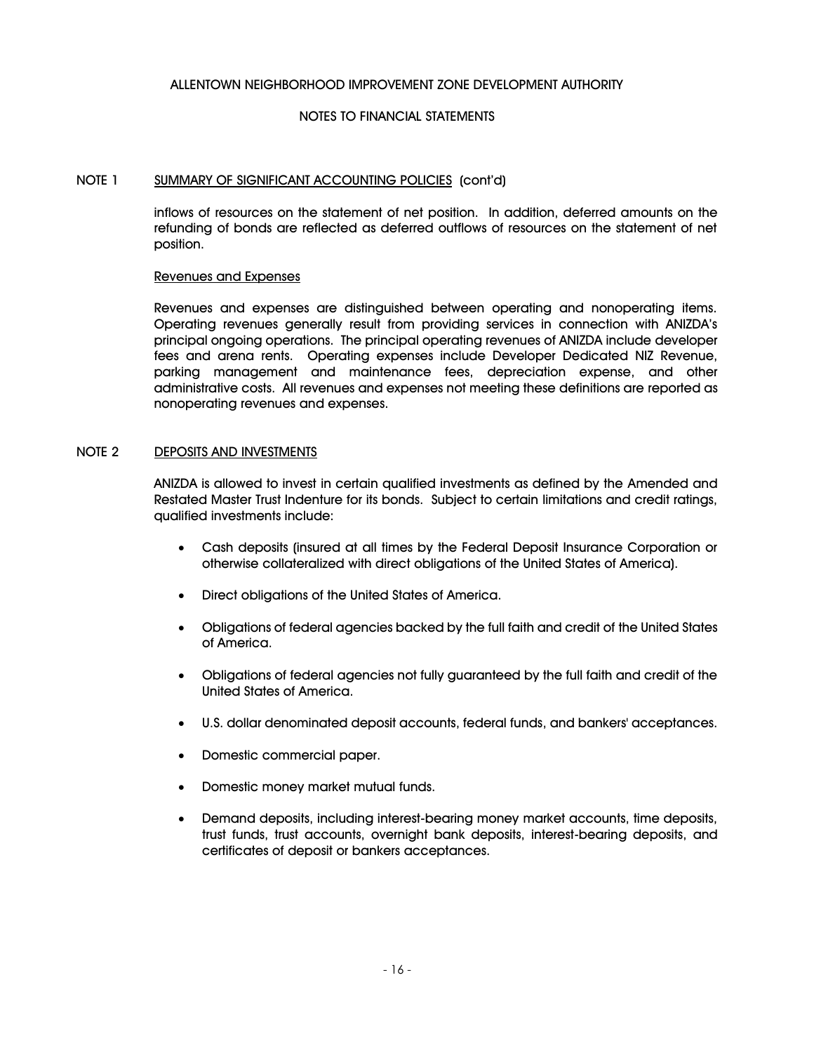ALLENTOWN NEIGHBORHOOD IMPROVEMENT ZONE DEVELOPMENT AUTHORITY

NOTES TO FINANCIAL STATEMENTS

## NOTE 1 SUMMARY OF SIGNIFICANT ACCOUNTING POLICIES (cont'd)

inflows of resources on the statement of net position. In addition, deferred amounts on the refunding of bonds are reflected as deferred outflows of resources on the statement of net position.

### Revenues and Expenses

Revenues and expenses are distinguished between operating and nonoperating items. Operating revenues generally result from providing services in connection with ANIZDA's principal ongoing operations. The principal operating revenues of ANIZDA include developer fees and arena rents. Operating expenses include Developer Dedicated NIZ Revenue, parking management and maintenance fees, depreciation expense, and other administrative costs. All revenues and expenses not meeting these definitions are reported as nonoperating revenues and expenses.

## NOTE 2 DEPOSITS AND INVESTMENTS

ANIZDA is allowed to invest in certain qualified investments as defined by the Amended and Restated Master Trust Indenture for its bonds. Subject to certain limitations and credit ratings, qualified investments include:

- Cash deposits (insured at all times by the Federal Deposit Insurance Corporation or otherwise collateralized with direct obligations of the United States of America).
- Direct obligations of the United States of America.
- Obligations of federal agencies backed by the full faith and credit of the United States of America.
- Obligations of federal agencies not fully guaranteed by the full faith and credit of the United States of America.
- U.S. dollar denominated deposit accounts, federal funds, and bankers' acceptances.
- Domestic commercial paper.
- Domestic money market mutual funds.
- Demand deposits, including interest-bearing money market accounts, time deposits, trust funds, trust accounts, overnight bank deposits, interest-bearing deposits, and certificates of deposit or bankers acceptances.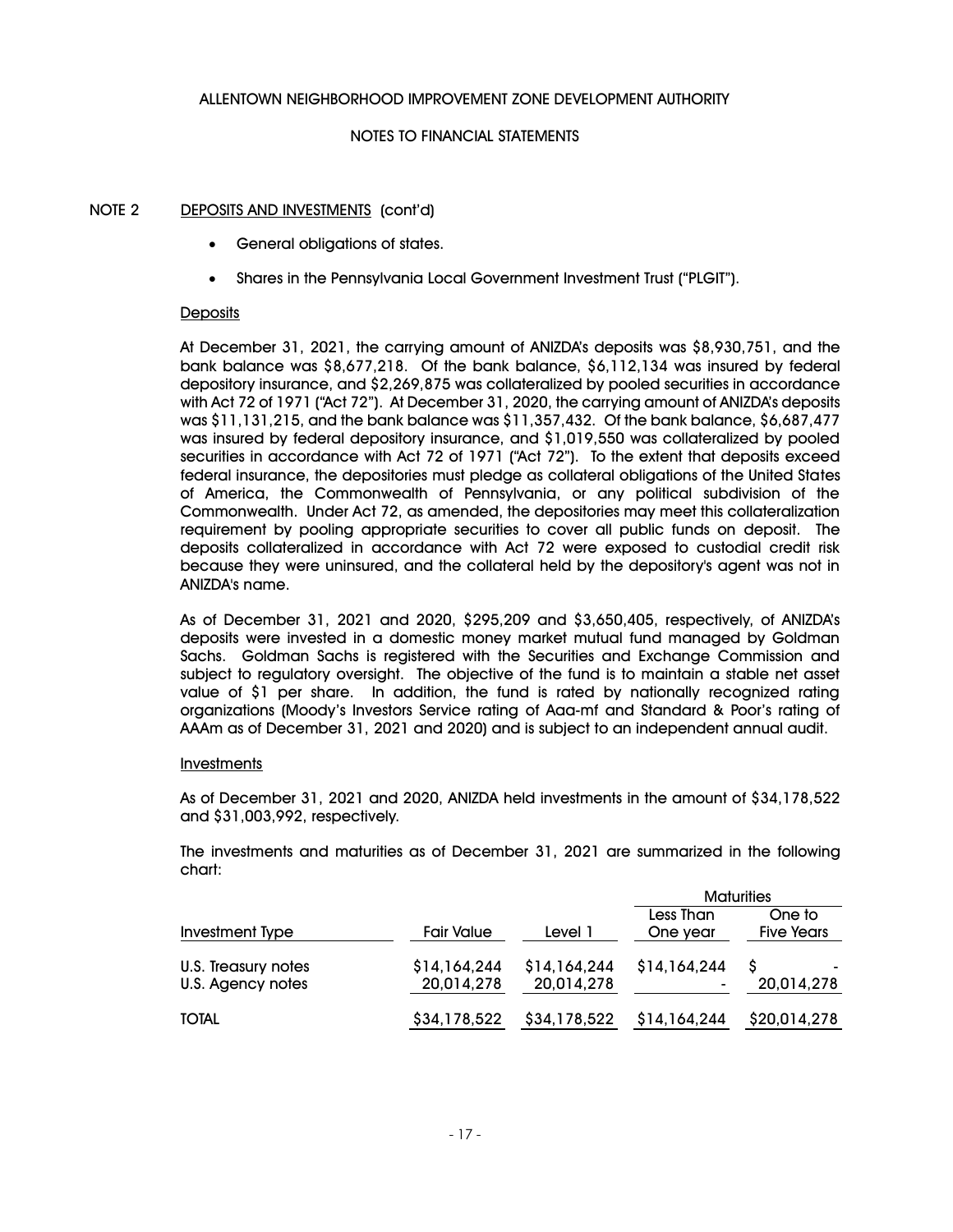ALLENTOWN NEIGHBORHOOD IMPROVEMENT ZONE DEVELOPMENT AUTHORITY

NOTES TO FINANCIAL STATEMENTS

NOTE 2 DEPOSITS AND INVESTMENTS (cont'd)

- General obligations of states.
- Shares in the Pennsylvania Local Government Investment Trust ("PLGIT").

Deposits

At December 31, 2021, the carrying amount of ANIZDA's deposits was $8,930,751, and the bank balance was $8,677,218. Of the bank balance, $6,112,134 was insured by federal depository insurance, and $2,269,875 was collateralized by pooled securities in accordance with Act 72 of 1971 ("Act 72"). At December 31, 2020, the carrying amount of ANIZDA's deposits was $11,131,215, and the bank balance was $11,357,432. Of the bank balance, $6,687,477 was insured by federal depository insurance, and $1,019,550 was collateralized by pooled securities in accordance with Act 72 of 1971 ("Act 72"). To the extent that deposits exceed federal insurance, the depositories must pledge as collateral obligations of the United States of America, the Commonwealth of Pennsylvania, or any political subdivision of the Commonwealth. Under Act 72, as amended, the depositories may meet this collateralization requirement by pooling appropriate securities to cover all public funds on deposit. The deposits collateralized in accordance with Act 72 were exposed to custodial credit risk because they were uninsured, and the collateral held by the depository's agent was not in ANIZDA's name.

As of December 31, 2021 and 2020, $295,209 and $3,650,405, respectively, of ANIZDA's deposits were invested in a domestic money market mutual fund managed by Goldman Sachs. Goldman Sachs is registered with the Securities and Exchange Commission and subject to regulatory oversight. The objective of the fund is to maintain a stable net asset value of $1 per share. In addition, the fund is rated by nationally recognized rating organizations (Moody's Investors Service rating of Aaa-mf and Standard & Poor's rating of AAAm as of December 31, 2021 and 2020) and is subject to an independent annual audit.

Investments

As of December 31, 2021 and 2020, ANIZDA held investments in the amount of $34,178,522 and $31,003,992, respectively.

The investments and maturities as of December 31, 2021 are summarized in the following chart:

| | | | Maturities | |
|---|---|---|---|---|
| Investment Type | Fair Value | Level 1 | Less Than One year | One to Five Years |
| U.S. Treasury notes | $14,164,244 | $14,164,244 | $14,164,244 | $ - |
| U.S. Agency notes | 20,014,278 | 20,014,278 | - | 20,014,278 |
| TOTAL | $34,178,522 | $34,178,522 | $14,164,244 | $20,014,278 |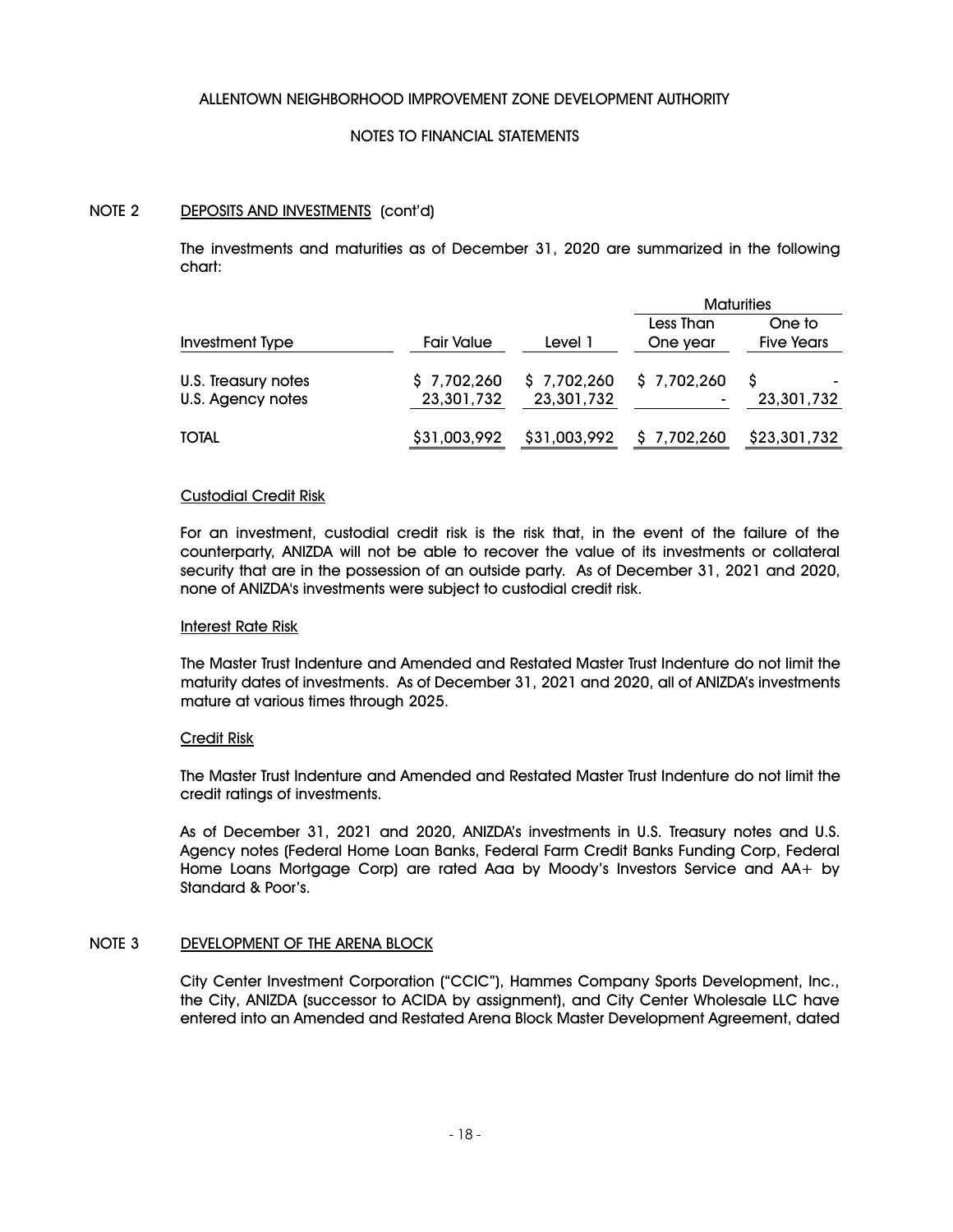# ALLENTOWN NEIGHBORHOOD IMPROVEMENT ZONE DEVELOPMENT AUTHORITY

## NOTES TO FINANCIAL STATEMENTS

### NOTE 2 DEPOSITS AND INVESTMENTS (cont'd)

The investments and maturities as of December 31, 2020 are summarized in the following chart:

| | | | Maturities | |
|---|---|---|---|---|
| Investment Type | Fair Value | Level 1 | Less Than One year | One to Five Years |
| U.S. Treasury notes | $ 7,702,260 | $ 7,702,260 | $ 7,702,260 | $ - |
| U.S. Agency notes | 23,301,732 | 23,301,732 | - | 23,301,732 |
| TOTAL | $31,003,992 | $31,003,992 | $ 7,702,260 | $23,301,732 |

Custodial Credit Risk

For an investment, custodial credit risk is the risk that, in the event of the failure of the counterparty, ANIZDA will not be able to recover the value of its investments or collateral security that are in the possession of an outside party. As of December 31, 2021 and 2020, none of ANIZDA's investments were subject to custodial credit risk.

Interest Rate Risk

The Master Trust Indenture and Amended and Restated Master Trust Indenture do not limit the maturity dates of investments. As of December 31, 2021 and 2020, all of ANIZDA's investments mature at various times through 2025.

Credit Risk

The Master Trust Indenture and Amended and Restated Master Trust Indenture do not limit the credit ratings of investments.

As of December 31, 2021 and 2020, ANIZDA's investments in U.S. Treasury notes and U.S. Agency notes (Federal Home Loan Banks, Federal Farm Credit Banks Funding Corp, Federal Home Loans Mortgage Corp) are rated Aaa by Moody's Investors Service and AA+ by Standard & Poor's.

### NOTE 3 DEVELOPMENT OF THE ARENA BLOCK

City Center Investment Corporation ("CCIC"), Hammes Company Sports Development, Inc., the City, ANIZDA (successor to ACIDA by assignment), and City Center Wholesale LLC have entered into an Amended and Restated Arena Block Master Development Agreement, dated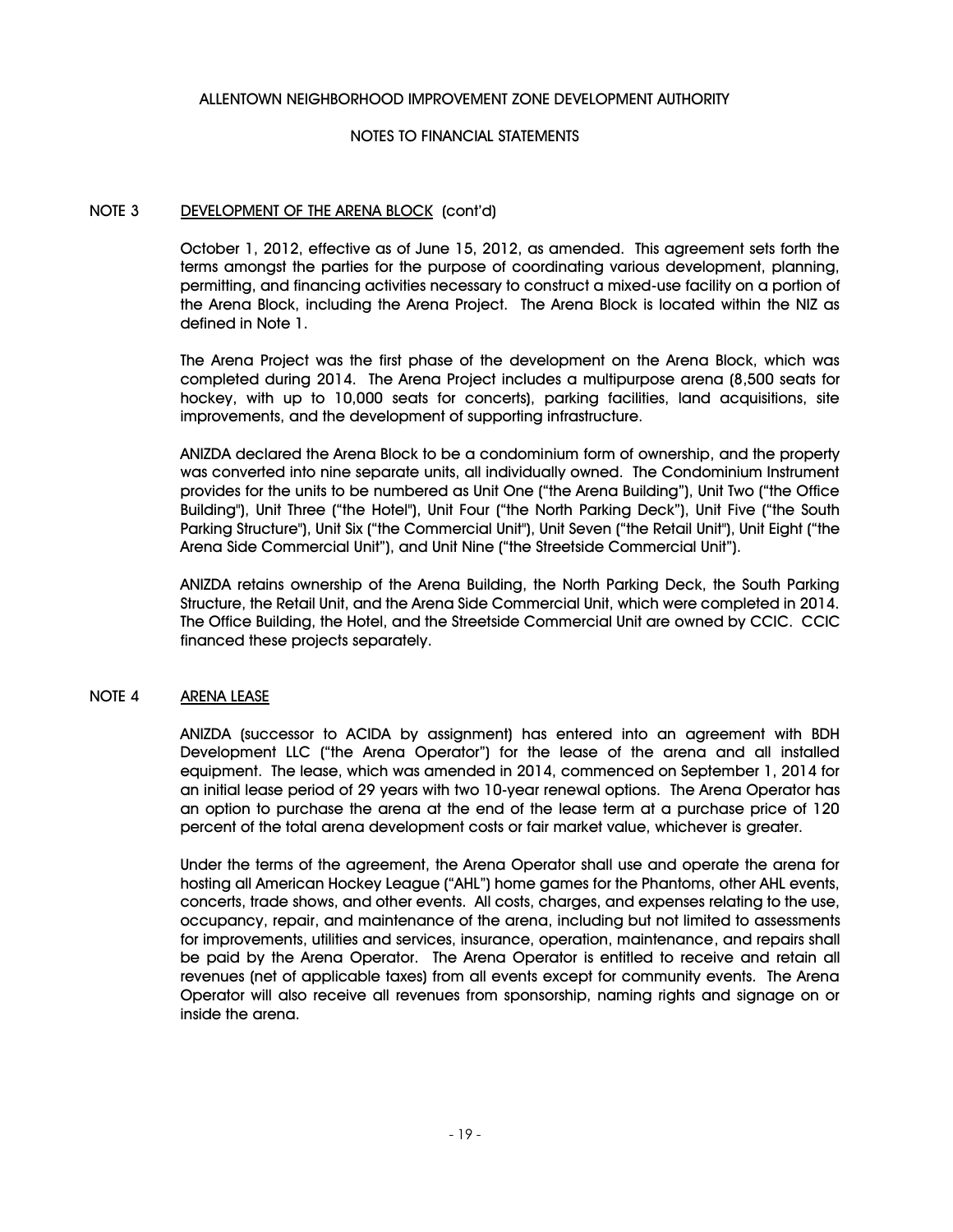## NOTE 3 DEVELOPMENT OF THE ARENA BLOCK (cont'd)

October 1, 2012, effective as of June 15, 2012, as amended. This agreement sets forth the terms amongst the parties for the purpose of coordinating various development, planning, permitting, and financing activities necessary to construct a mixed-use facility on a portion of the Arena Block, including the Arena Project. The Arena Block is located within the NIZ as defined in Note 1.

The Arena Project was the first phase of the development on the Arena Block, which was completed during 2014. The Arena Project includes a multipurpose arena (8,500 seats for hockey, with up to 10,000 seats for concerts), parking facilities, land acquisitions, site improvements, and the development of supporting infrastructure.

ANIZDA declared the Arena Block to be a condominium form of ownership, and the property was converted into nine separate units, all individually owned. The Condominium Instrument provides for the units to be numbered as Unit One ("the Arena Building"), Unit Two ("the Office Building"), Unit Three ("the Hotel"), Unit Four ("the North Parking Deck"), Unit Five ("the South Parking Structure"), Unit Six ("the Commercial Unit"), Unit Seven ("the Retail Unit"), Unit Eight ("the Arena Side Commercial Unit"), and Unit Nine ("the Streetside Commercial Unit").

ANIZDA retains ownership of the Arena Building, the North Parking Deck, the South Parking Structure, the Retail Unit, and the Arena Side Commercial Unit, which were completed in 2014. The Office Building, the Hotel, and the Streetside Commercial Unit are owned by CCIC. CCIC financed these projects separately.

## NOTE 4 ARENA LEASE

ANIZDA (successor to ACIDA by assignment) has entered into an agreement with BDH Development LLC ("the Arena Operator") for the lease of the arena and all installed equipment. The lease, which was amended in 2014, commenced on September 1, 2014 for an initial lease period of 29 years with two 10-year renewal options. The Arena Operator has an option to purchase the arena at the end of the lease term at a purchase price of 120 percent of the total arena development costs or fair market value, whichever is greater.

Under the terms of the agreement, the Arena Operator shall use and operate the arena for hosting all American Hockey League ("AHL") home games for the Phantoms, other AHL events, concerts, trade shows, and other events. All costs, charges, and expenses relating to the use, occupancy, repair, and maintenance of the arena, including but not limited to assessments for improvements, utilities and services, insurance, operation, maintenance, and repairs shall be paid by the Arena Operator. The Arena Operator is entitled to receive and retain all revenues (net of applicable taxes) from all events except for community events. The Arena Operator will also receive all revenues from sponsorship, naming rights and signage on or inside the arena.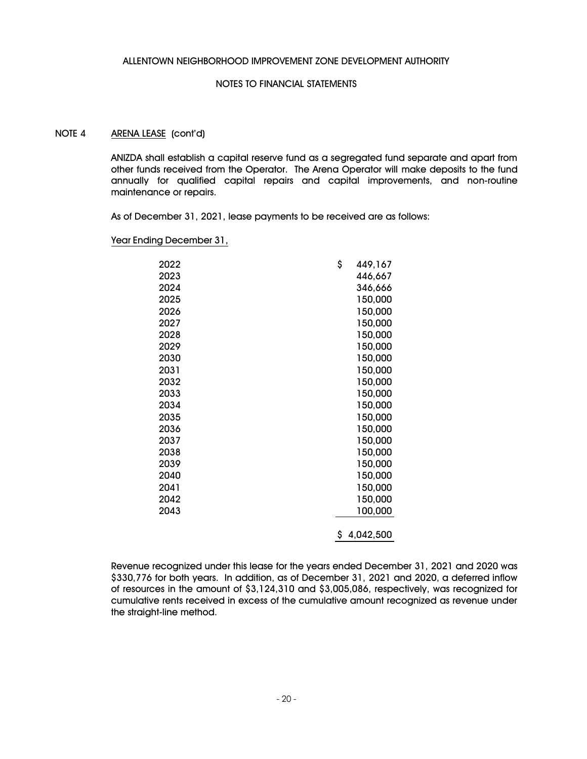ALLENTOWN NEIGHBORHOOD IMPROVEMENT ZONE DEVELOPMENT AUTHORITY

NOTES TO FINANCIAL STATEMENTS

NOTE 4 ARENA LEASE (cont'd)

ANIZDA shall establish a capital reserve fund as a segregated fund separate and apart from other funds received from the Operator. The Arena Operator will make deposits to the fund annually for qualified capital repairs and capital improvements, and non-routine maintenance or repairs.

As of December 31, 2021, lease payments to be received are as follows:

| Year Ending December 31, | |
|---|---|
| 2022 | $ 449,167 |
| 2023 | 446,667 |
| 2024 | 346,666 |
| 2025 | 150,000 |
| 2026 | 150,000 |
| 2027 | 150,000 |
| 2028 | 150,000 |
| 2029 | 150,000 |
| 2030 | 150,000 |
| 2031 | 150,000 |
| 2032 | 150,000 |
| 2033 | 150,000 |
| 2034 | 150,000 |
| 2035 | 150,000 |
| 2036 | 150,000 |
| 2037 | 150,000 |
| 2038 | 150,000 |
| 2039 | 150,000 |
| 2040 | 150,000 |
| 2041 | 150,000 |
| 2042 | 150,000 |
| 2043 | 100,000 |
| | $ 4,042,500 |

Revenue recognized under this lease for the years ended December 31, 2021 and 2020 was $330,776 for both years. In addition, as of December 31, 2021 and 2020, a deferred inflow of resources in the amount of $3,124,310 and $3,005,086, respectively, was recognized for cumulative rents received in excess of the cumulative amount recognized as revenue under the straight-line method.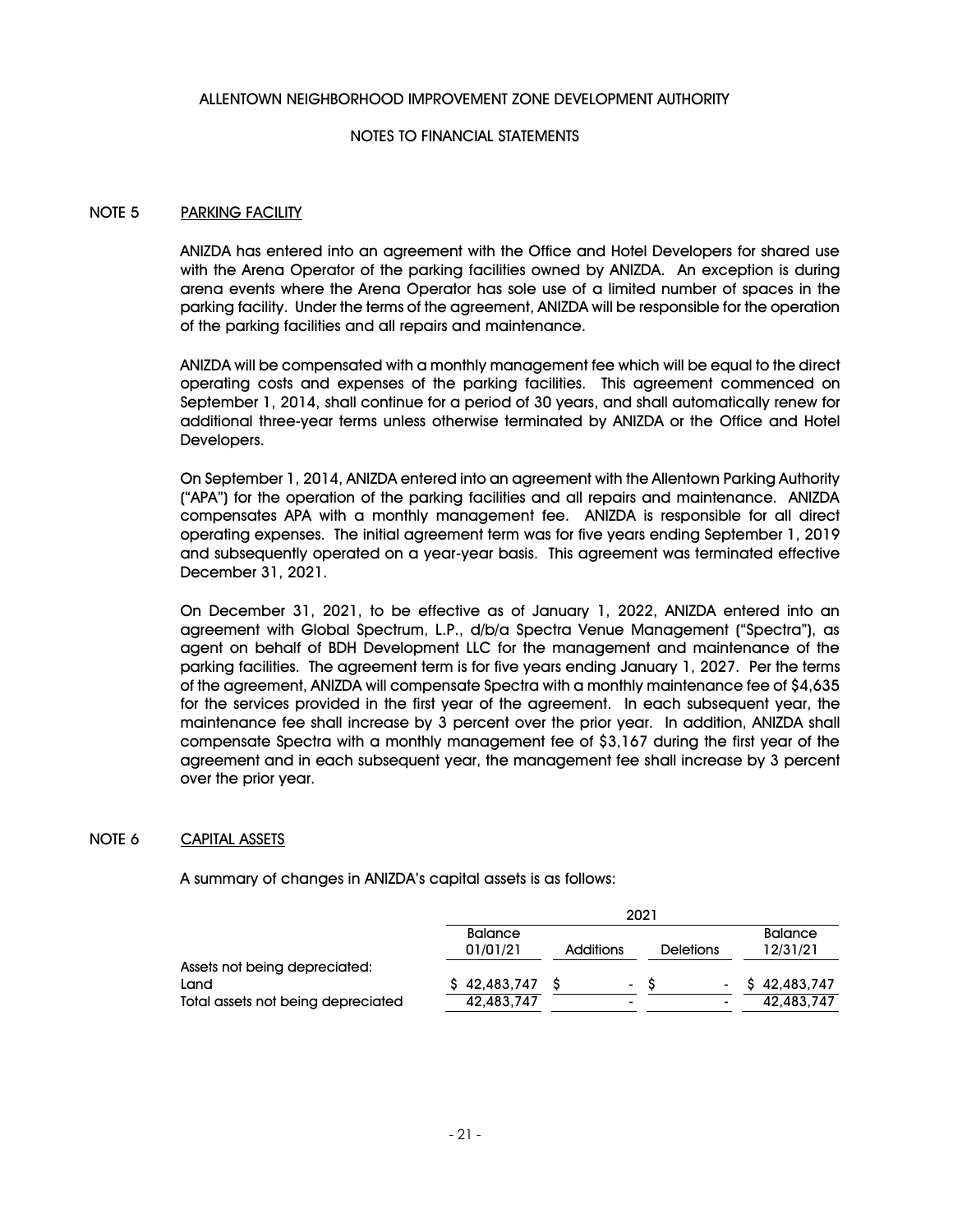ALLENTOWN NEIGHBORHOOD IMPROVEMENT ZONE DEVELOPMENT AUTHORITY

NOTES TO FINANCIAL STATEMENTS

## NOTE 5 PARKING FACILITY

ANIZDA has entered into an agreement with the Office and Hotel Developers for shared use with the Arena Operator of the parking facilities owned by ANIZDA. An exception is during arena events where the Arena Operator has sole use of a limited number of spaces in the parking facility. Under the terms of the agreement, ANIZDA will be responsible for the operation of the parking facilities and all repairs and maintenance.

ANIZDA will be compensated with a monthly management fee which will be equal to the direct operating costs and expenses of the parking facilities. This agreement commenced on September 1, 2014, shall continue for a period of 30 years, and shall automatically renew for additional three-year terms unless otherwise terminated by ANIZDA or the Office and Hotel Developers.

On September 1, 2014, ANIZDA entered into an agreement with the Allentown Parking Authority ("APA") for the operation of the parking facilities and all repairs and maintenance. ANIZDA compensates APA with a monthly management fee. ANIZDA is responsible for all direct operating expenses. The initial agreement term was for five years ending September 1, 2019 and subsequently operated on a year-year basis. This agreement was terminated effective December 31, 2021.

On December 31, 2021, to be effective as of January 1, 2022, ANIZDA entered into an agreement with Global Spectrum, L.P., d/b/a Spectra Venue Management ("Spectra"), as agent on behalf of BDH Development LLC for the management and maintenance of the parking facilities. The agreement term is for five years ending January 1, 2027. Per the terms of the agreement, ANIZDA will compensate Spectra with a monthly maintenance fee of $4,635 for the services provided in the first year of the agreement. In each subsequent year, the maintenance fee shall increase by 3 percent over the prior year. In addition, ANIZDA shall compensate Spectra with a monthly management fee of $3,167 during the first year of the agreement and in each subsequent year, the management fee shall increase by 3 percent over the prior year.

## NOTE 6 CAPITAL ASSETS

A summary of changes in ANIZDA's capital assets is as follows:

| | 2021 | | | |
|---|---|---|---|---|
| | Balance 01/01/21 | Additions | Deletions | Balance 12/31/21 |
| Assets not being depreciated: | | | | |
| Land | $ 42,483,747 | $ - | $ - | $ 42,483,747 |
| Total assets not being depreciated | 42,483,747 | - | - | 42,483,747 |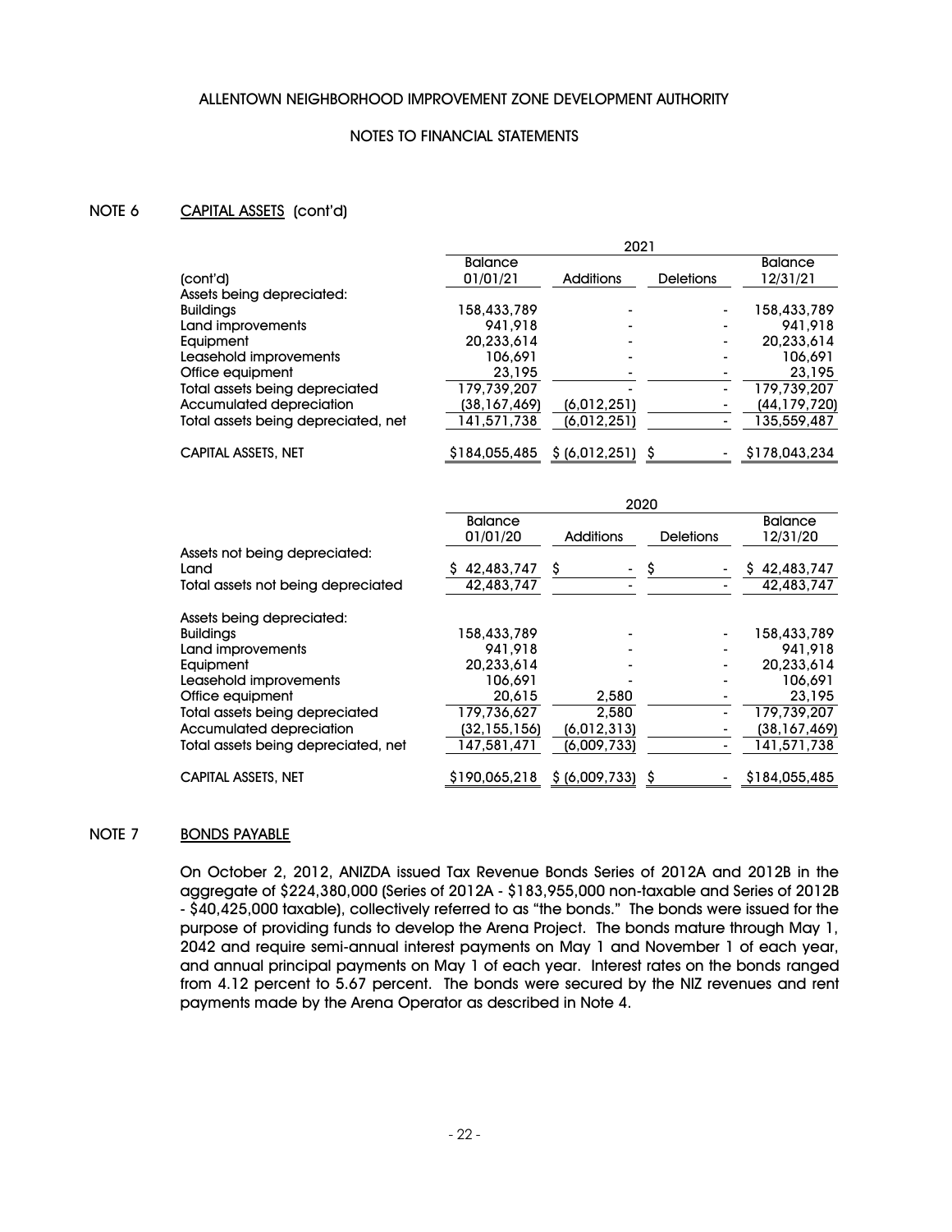ALLENTOWN NEIGHBORHOOD IMPROVEMENT ZONE DEVELOPMENT AUTHORITY

NOTES TO FINANCIAL STATEMENTS

## NOTE 6 CAPITAL ASSETS (cont'd)

| | 2021 | | | |
|---|---|---|---|---|
| (cont'd) | Balance 01/01/21 | Additions | Deletions | Balance 12/31/21 |
| Assets being depreciated: | | | | |
| Buildings | 158,433,789 | - | - | 158,433,789 |
| Land improvements | 941,918 | - | - | 941,918 |
| Equipment | 20,233,614 | - | - | 20,233,614 |
| Leasehold improvements | 106,691 | - | - | 106,691 |
| Office equipment | 23,195 | - | - | 23,195 |
| Total assets being depreciated | 179,739,207 | - | - | 179,739,207 |
| Accumulated depreciation | (38,167,469) | (6,012,251) | - | (44,179,720) |
| Total assets being depreciated, net | 141,571,738 | (6,012,251) | - | 135,559,487 |
| CAPITAL ASSETS, NET | $184,055,485 | $ (6,012,251) | $ - | $178,043,234 |

| | 2020 | | | |
|---|---|---|---|---|
| | Balance 01/01/20 | Additions | Deletions | Balance 12/31/20 |
| Assets not being depreciated: | | | | |
| Land | $ 42,483,747 | $ - | $ - | $ 42,483,747 |
| Total assets not being depreciated | 42,483,747 | - | - | 42,483,747 |
| Assets being depreciated: | | | | |
| Buildings | 158,433,789 | - | - | 158,433,789 |
| Land improvements | 941,918 | - | - | 941,918 |
| Equipment | 20,233,614 | - | - | 20,233,614 |
| Leasehold improvements | 106,691 | - | - | 106,691 |
| Office equipment | 20,615 | 2,580 | - | 23,195 |
| Total assets being depreciated | 179,736,627 | 2,580 | - | 179,739,207 |
| Accumulated depreciation | (32,155,156) | (6,012,313) | - | (38,167,469) |
| Total assets being depreciated, net | 147,581,471 | (6,009,733) | - | 141,571,738 |
| CAPITAL ASSETS, NET | $190,065,218 | $ (6,009,733) | $ - | $184,055,485 |

## NOTE 7 BONDS PAYABLE

On October 2, 2012, ANIZDA issued Tax Revenue Bonds Series of 2012A and 2012B in the aggregate of $224,380,000 (Series of 2012A - $183,955,000 non-taxable and Series of 2012B - $40,425,000 taxable), collectively referred to as "the bonds." The bonds were issued for the purpose of providing funds to develop the Arena Project. The bonds mature through May 1, 2042 and require semi-annual interest payments on May 1 and November 1 of each year, and annual principal payments on May 1 of each year. Interest rates on the bonds ranged from 4.12 percent to 5.67 percent. The bonds were secured by the NIZ revenues and rent payments made by the Arena Operator as described in Note 4.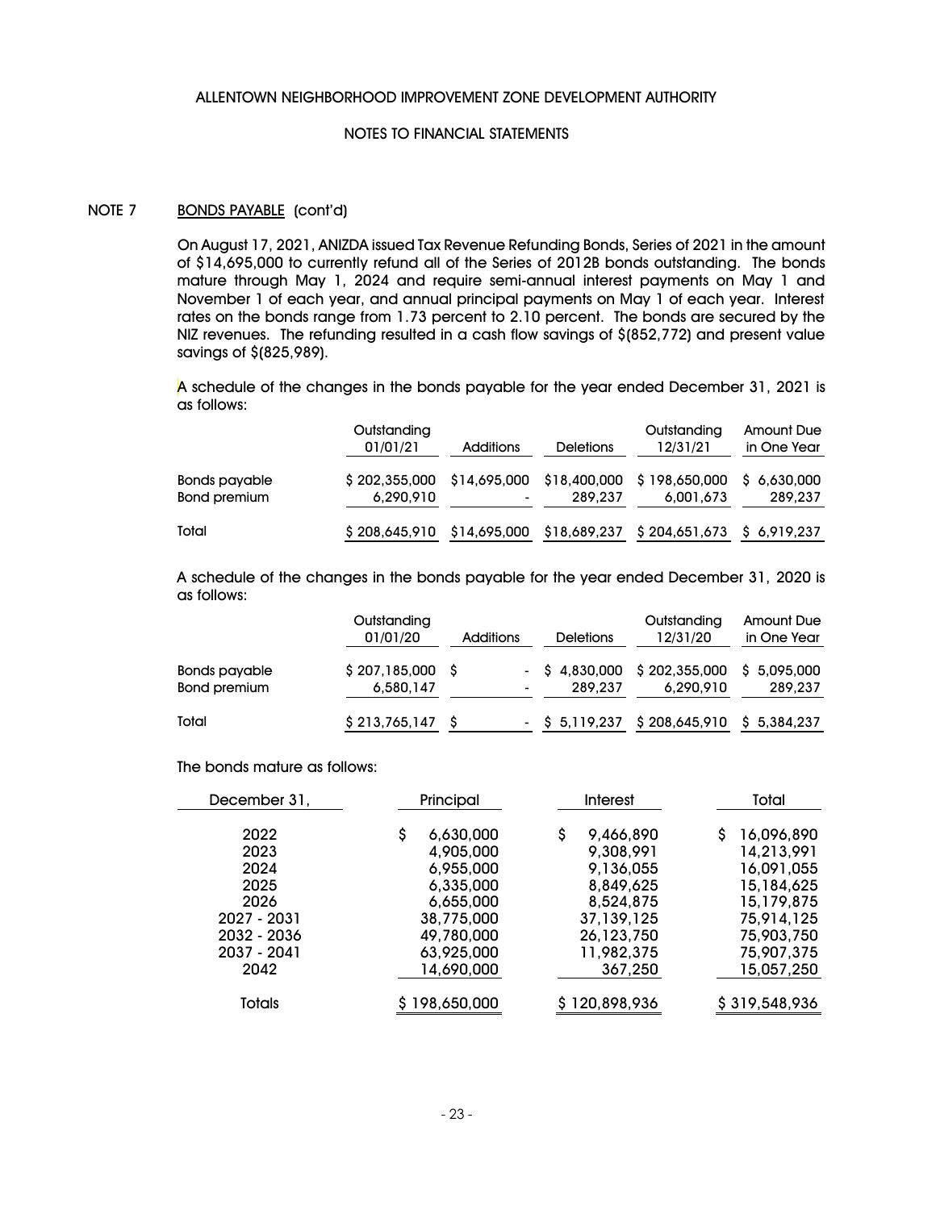## NOTE 7 BONDS PAYABLE (cont'd)

On August 17, 2021, ANIZDA issued Tax Revenue Refunding Bonds, Series of 2021 in the amount of $14,695,000 to currently refund all of the Series of 2012B bonds outstanding. The bonds mature through May 1, 2024 and require semi-annual interest payments on May 1 and November 1 of each year, and annual principal payments on May 1 of each year. Interest rates on the bonds range from 1.73 percent to 2.10 percent. The bonds are secured by the NIZ revenues. The refunding resulted in a cash flow savings of $(852,772) and present value savings of $(825,989).

A schedule of the changes in the bonds payable for the year ended December 31, 2021 is as follows:

| | Outstanding 01/01/21 | Additions | Deletions | Outstanding 12/31/21 | Amount Due in One Year |
|---|---|---|---|---|---|
| Bonds payable | $ 202,355,000 | $14,695,000 | $18,400,000 | $ 198,650,000 | $ 6,630,000 |
| Bond premium | 6,290,910 | - | 289,237 | 6,001,673 | 289,237 |
| Total | $ 208,645,910 | $14,695,000 | $18,689,237 | $ 204,651,673 | $ 6,919,237 |

A schedule of the changes in the bonds payable for the year ended December 31, 2020 is as follows:

| | Outstanding 01/01/20 | Additions | Deletions | Outstanding 12/31/20 | Amount Due in One Year |
|---|---|---|---|---|---|
| Bonds payable | $ 207,185,000 | $ - | $ 4,830,000 | $ 202,355,000 | $ 5,095,000 |
| Bond premium | 6,580,147 | - | 289,237 | 6,290,910 | 289,237 |
| Total | $ 213,765,147 | $ - | $ 5,119,237 | $ 208,645,910 | $ 5,384,237 |

The bonds mature as follows:

| December 31, | Principal | Interest | Total |
|---|---|---|---|
| 2022 | $ 6,630,000 | $ 9,466,890 | $ 16,096,890 |
| 2023 | 4,905,000 | 9,308,991 | 14,213,991 |
| 2024 | 6,955,000 | 9,136,055 | 16,091,055 |
| 2025 | 6,335,000 | 8,849,625 | 15,184,625 |
| 2026 | 6,655,000 | 8,524,875 | 15,179,875 |
| 2027 - 2031 | 38,775,000 | 37,139,125 | 75,914,125 |
| 2032 - 2036 | 49,780,000 | 26,123,750 | 75,903,750 |
| 2037 - 2041 | 63,925,000 | 11,982,375 | 75,907,375 |
| 2042 | 14,690,000 | 367,250 | 15,057,250 |
| Totals | $ 198,650,000 | $ 120,898,936 | $ 319,548,936 |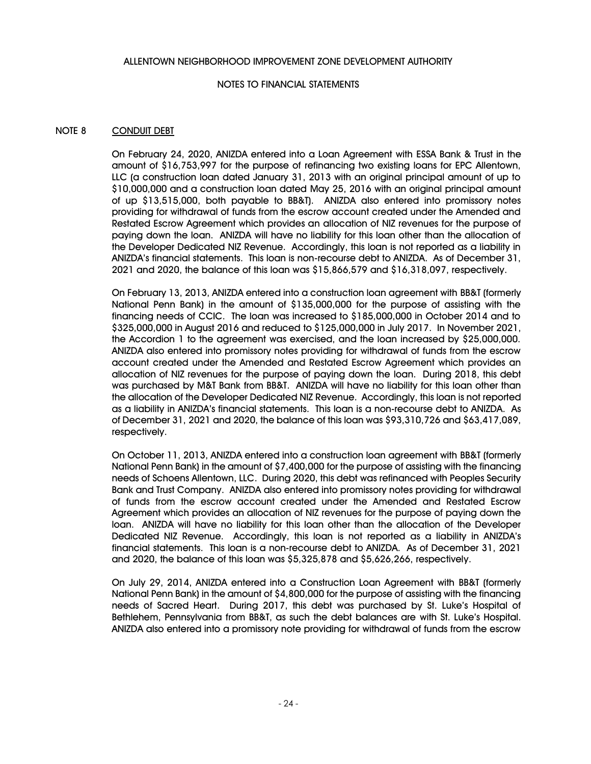## NOTE 8 CONDUIT DEBT

On February 24, 2020, ANIZDA entered into a Loan Agreement with ESSA Bank & Trust in the amount of $16,753,997 for the purpose of refinancing two existing loans for EPC Allentown, LLC (a construction loan dated January 31, 2013 with an original principal amount of up to $10,000,000 and a construction loan dated May 25, 2016 with an original principal amount of up $13,515,000, both payable to BB&T). ANIZDA also entered into promissory notes providing for withdrawal of funds from the escrow account created under the Amended and Restated Escrow Agreement which provides an allocation of NIZ revenues for the purpose of paying down the loan. ANIZDA will have no liability for this loan other than the allocation of the Developer Dedicated NIZ Revenue. Accordingly, this loan is not reported as a liability in ANIZDA's financial statements. This loan is non-recourse debt to ANIZDA. As of December 31, 2021 and 2020, the balance of this loan was $15,866,579 and $16,318,097, respectively.

On February 13, 2013, ANIZDA entered into a construction loan agreement with BB&T (formerly National Penn Bank) in the amount of $135,000,000 for the purpose of assisting with the financing needs of CCIC. The loan was increased to $185,000,000 in October 2014 and to $325,000,000 in August 2016 and reduced to $125,000,000 in July 2017. In November 2021, the Accordion 1 to the agreement was exercised, and the loan increased by $25,000,000. ANIZDA also entered into promissory notes providing for withdrawal of funds from the escrow account created under the Amended and Restated Escrow Agreement which provides an allocation of NIZ revenues for the purpose of paying down the loan. During 2018, this debt was purchased by M&T Bank from BB&T. ANIZDA will have no liability for this loan other than the allocation of the Developer Dedicated NIZ Revenue. Accordingly, this loan is not reported as a liability in ANIZDA's financial statements. This loan is a non-recourse debt to ANIZDA. As of December 31, 2021 and 2020, the balance of this loan was $93,310,726 and $63,417,089, respectively.

On October 11, 2013, ANIZDA entered into a construction loan agreement with BB&T (formerly National Penn Bank) in the amount of $7,400,000 for the purpose of assisting with the financing needs of Schoens Allentown, LLC. During 2020, this debt was refinanced with Peoples Security Bank and Trust Company. ANIZDA also entered into promissory notes providing for withdrawal of funds from the escrow account created under the Amended and Restated Escrow Agreement which provides an allocation of NIZ revenues for the purpose of paying down the loan. ANIZDA will have no liability for this loan other than the allocation of the Developer Dedicated NIZ Revenue. Accordingly, this loan is not reported as a liability in ANIZDA's financial statements. This loan is a non-recourse debt to ANIZDA. As of December 31, 2021 and 2020, the balance of this loan was $5,325,878 and $5,626,266, respectively.

On July 29, 2014, ANIZDA entered into a Construction Loan Agreement with BB&T (formerly National Penn Bank) in the amount of $4,800,000 for the purpose of assisting with the financing needs of Sacred Heart. During 2017, this debt was purchased by St. Luke's Hospital of Bethlehem, Pennsylvania from BB&T, as such the debt balances are with St. Luke's Hospital. ANIZDA also entered into a promissory note providing for withdrawal of funds from the escrow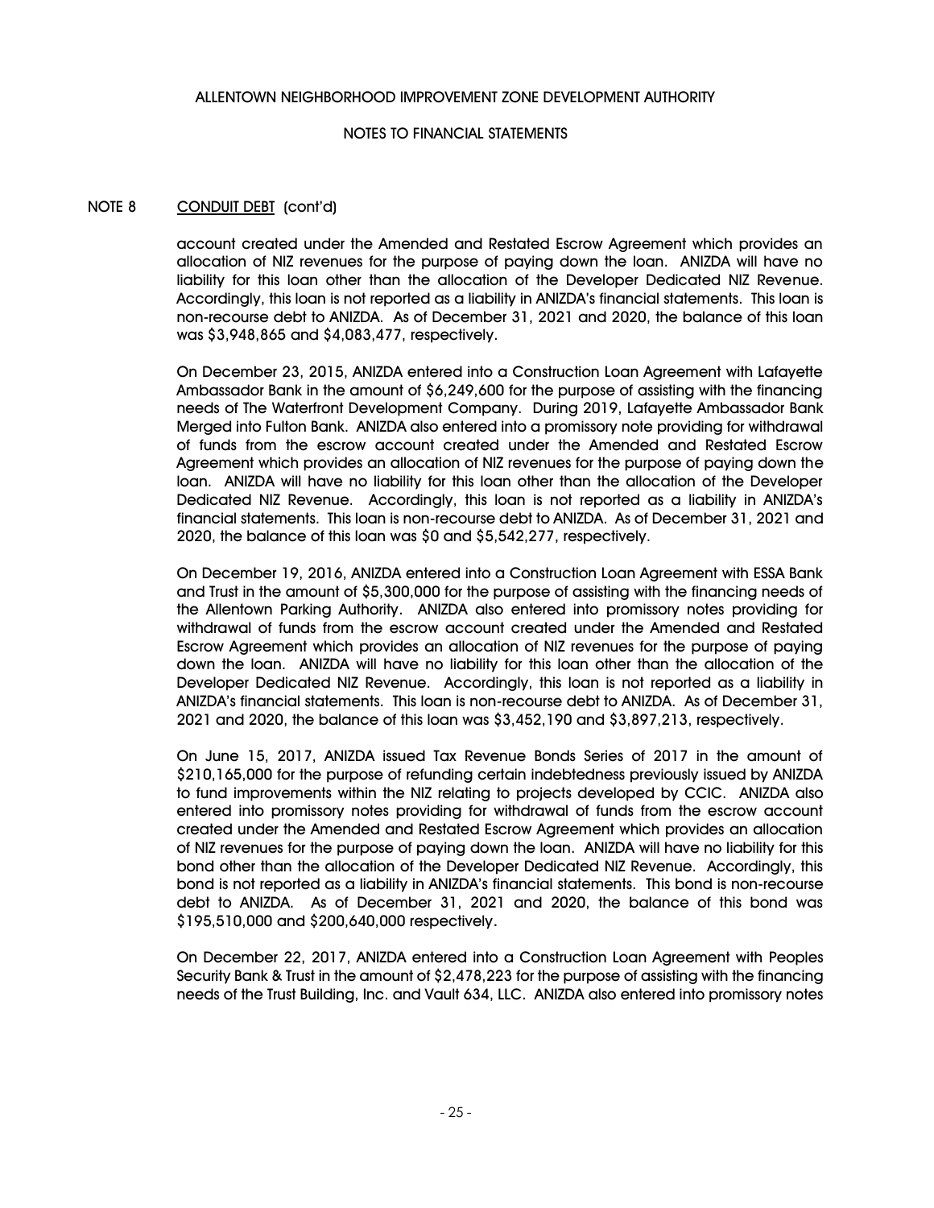ALLENTOWN NEIGHBORHOOD IMPROVEMENT ZONE DEVELOPMENT AUTHORITY

NOTES TO FINANCIAL STATEMENTS

NOTE 8 CONDUIT DEBT (cont'd)

account created under the Amended and Restated Escrow Agreement which provides an allocation of NIZ revenues for the purpose of paying down the loan. ANIZDA will have no liability for this loan other than the allocation of the Developer Dedicated NIZ Revenue. Accordingly, this loan is not reported as a liability in ANIZDA's financial statements. This loan is non-recourse debt to ANIZDA. As of December 31, 2021 and 2020, the balance of this loan was \$3,948,865 and \$4,083,477, respectively.

On December 23, 2015, ANIZDA entered into a Construction Loan Agreement with Lafayette Ambassador Bank in the amount of \$6,249,600 for the purpose of assisting with the financing needs of The Waterfront Development Company. During 2019, Lafayette Ambassador Bank Merged into Fulton Bank. ANIZDA also entered into a promissory note providing for withdrawal of funds from the escrow account created under the Amended and Restated Escrow Agreement which provides an allocation of NIZ revenues for the purpose of paying down the loan. ANIZDA will have no liability for this loan other than the allocation of the Developer Dedicated NIZ Revenue. Accordingly, this loan is not reported as a liability in ANIZDA's financial statements. This loan is non-recourse debt to ANIZDA. As of December 31, 2021 and 2020, the balance of this loan was \$0 and \$5,542,277, respectively.

On December 19, 2016, ANIZDA entered into a Construction Loan Agreement with ESSA Bank and Trust in the amount of \$5,300,000 for the purpose of assisting with the financing needs of the Allentown Parking Authority. ANIZDA also entered into promissory notes providing for withdrawal of funds from the escrow account created under the Amended and Restated Escrow Agreement which provides an allocation of NIZ revenues for the purpose of paying down the loan. ANIZDA will have no liability for this loan other than the allocation of the Developer Dedicated NIZ Revenue. Accordingly, this loan is not reported as a liability in ANIZDA's financial statements. This loan is non-recourse debt to ANIZDA. As of December 31, 2021 and 2020, the balance of this loan was \$3,452,190 and \$3,897,213, respectively.

On June 15, 2017, ANIZDA issued Tax Revenue Bonds Series of 2017 in the amount of \$210,165,000 for the purpose of refunding certain indebtedness previously issued by ANIZDA to fund improvements within the NIZ relating to projects developed by CCIC. ANIZDA also entered into promissory notes providing for withdrawal of funds from the escrow account created under the Amended and Restated Escrow Agreement which provides an allocation of NIZ revenues for the purpose of paying down the loan. ANIZDA will have no liability for this bond other than the allocation of the Developer Dedicated NIZ Revenue. Accordingly, this bond is not reported as a liability in ANIZDA's financial statements. This bond is non-recourse debt to ANIZDA. As of December 31, 2021 and 2020, the balance of this bond was \$195,510,000 and \$200,640,000 respectively.

On December 22, 2017, ANIZDA entered into a Construction Loan Agreement with Peoples Security Bank & Trust in the amount of \$2,478,223 for the purpose of assisting with the financing needs of the Trust Building, Inc. and Vault 634, LLC. ANIZDA also entered into promissory notes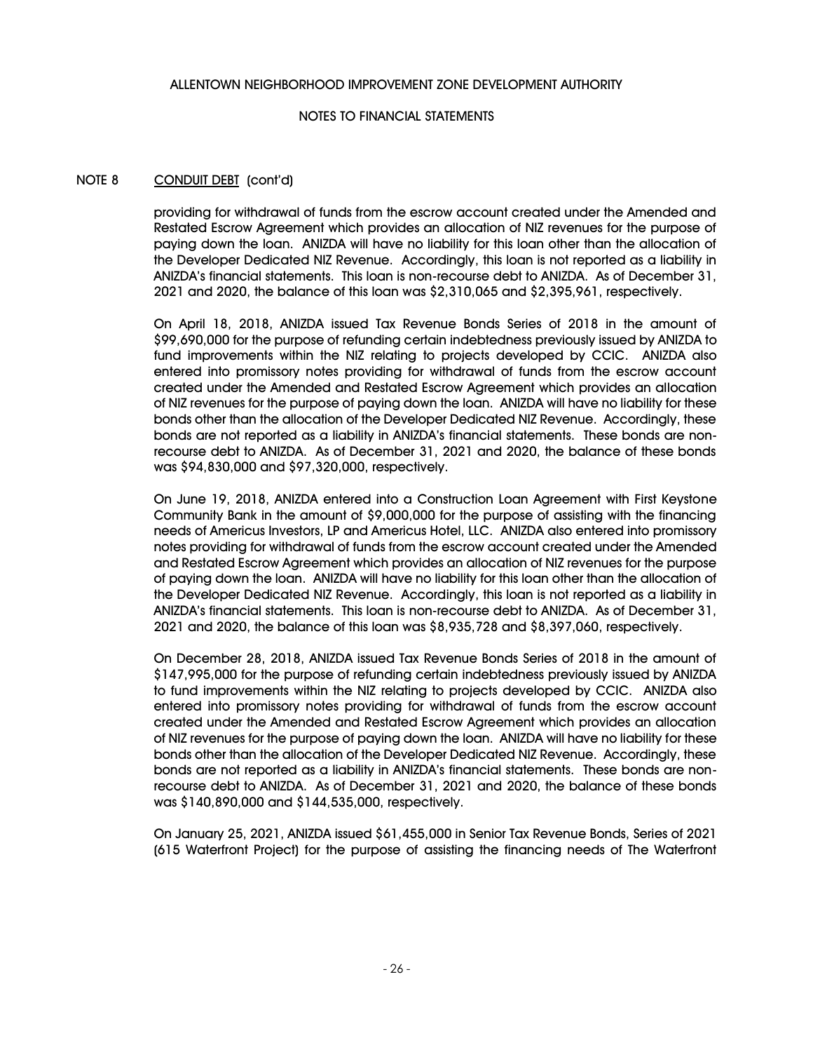NOTE 8 CONDUIT DEBT (cont'd)

providing for withdrawal of funds from the escrow account created under the Amended and Restated Escrow Agreement which provides an allocation of NIZ revenues for the purpose of paying down the loan. ANIZDA will have no liability for this loan other than the allocation of the Developer Dedicated NIZ Revenue. Accordingly, this loan is not reported as a liability in ANIZDA's financial statements. This loan is non-recourse debt to ANIZDA. As of December 31, 2021 and 2020, the balance of this loan was $2,310,065 and $2,395,961, respectively.

On April 18, 2018, ANIZDA issued Tax Revenue Bonds Series of 2018 in the amount of $99,690,000 for the purpose of refunding certain indebtedness previously issued by ANIZDA to fund improvements within the NIZ relating to projects developed by CCIC. ANIZDA also entered into promissory notes providing for withdrawal of funds from the escrow account created under the Amended and Restated Escrow Agreement which provides an allocation of NIZ revenues for the purpose of paying down the loan. ANIZDA will have no liability for these bonds other than the allocation of the Developer Dedicated NIZ Revenue. Accordingly, these bonds are not reported as a liability in ANIZDA's financial statements. These bonds are non-recourse debt to ANIZDA. As of December 31, 2021 and 2020, the balance of these bonds was $94,830,000 and $97,320,000, respectively.

On June 19, 2018, ANIZDA entered into a Construction Loan Agreement with First Keystone Community Bank in the amount of $9,000,000 for the purpose of assisting with the financing needs of Americus Investors, LP and Americus Hotel, LLC. ANIZDA also entered into promissory notes providing for withdrawal of funds from the escrow account created under the Amended and Restated Escrow Agreement which provides an allocation of NIZ revenues for the purpose of paying down the loan. ANIZDA will have no liability for this loan other than the allocation of the Developer Dedicated NIZ Revenue. Accordingly, this loan is not reported as a liability in ANIZDA's financial statements. This loan is non-recourse debt to ANIZDA. As of December 31, 2021 and 2020, the balance of this loan was $8,935,728 and $8,397,060, respectively.

On December 28, 2018, ANIZDA issued Tax Revenue Bonds Series of 2018 in the amount of $147,995,000 for the purpose of refunding certain indebtedness previously issued by ANIZDA to fund improvements within the NIZ relating to projects developed by CCIC. ANIZDA also entered into promissory notes providing for withdrawal of funds from the escrow account created under the Amended and Restated Escrow Agreement which provides an allocation of NIZ revenues for the purpose of paying down the loan. ANIZDA will have no liability for these bonds other than the allocation of the Developer Dedicated NIZ Revenue. Accordingly, these bonds are not reported as a liability in ANIZDA's financial statements. These bonds are non-recourse debt to ANIZDA. As of December 31, 2021 and 2020, the balance of these bonds was $140,890,000 and $144,535,000, respectively.

On January 25, 2021, ANIZDA issued $61,455,000 in Senior Tax Revenue Bonds, Series of 2021 (615 Waterfront Project) for the purpose of assisting the financing needs of The Waterfront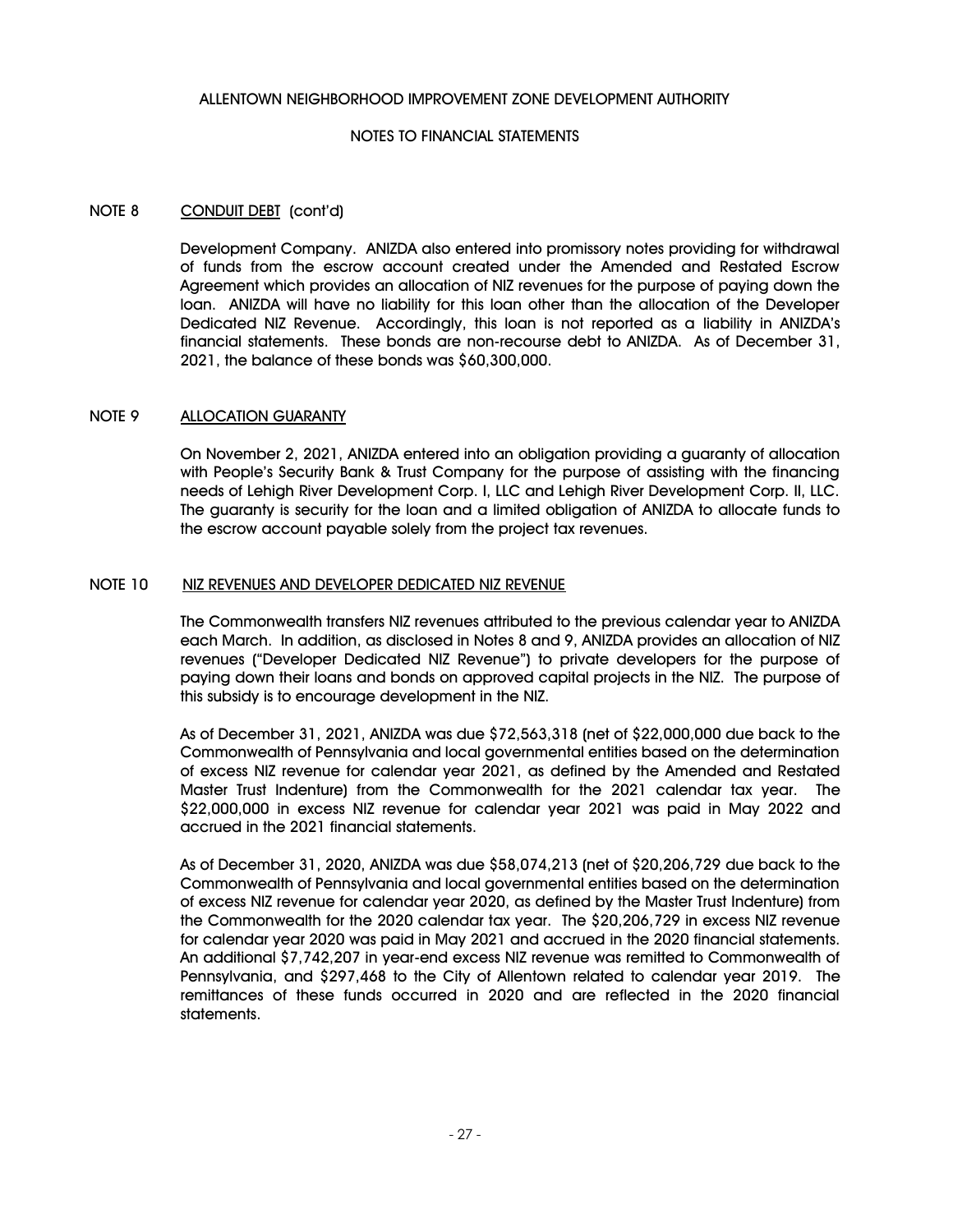## NOTE 8 CONDUIT DEBT (cont'd)

Development Company. ANIZDA also entered into promissory notes providing for withdrawal of funds from the escrow account created under the Amended and Restated Escrow Agreement which provides an allocation of NIZ revenues for the purpose of paying down the loan. ANIZDA will have no liability for this loan other than the allocation of the Developer Dedicated NIZ Revenue. Accordingly, this loan is not reported as a liability in ANIZDA's financial statements. These bonds are non-recourse debt to ANIZDA. As of December 31, 2021, the balance of these bonds was $60,300,000.

## NOTE 9 ALLOCATION GUARANTY

On November 2, 2021, ANIZDA entered into an obligation providing a guaranty of allocation with People's Security Bank & Trust Company for the purpose of assisting with the financing needs of Lehigh River Development Corp. I, LLC and Lehigh River Development Corp. II, LLC. The guaranty is security for the loan and a limited obligation of ANIZDA to allocate funds to the escrow account payable solely from the project tax revenues.

## NOTE 10 NIZ REVENUES AND DEVELOPER DEDICATED NIZ REVENUE

The Commonwealth transfers NIZ revenues attributed to the previous calendar year to ANIZDA each March. In addition, as disclosed in Notes 8 and 9, ANIZDA provides an allocation of NIZ revenues ("Developer Dedicated NIZ Revenue") to private developers for the purpose of paying down their loans and bonds on approved capital projects in the NIZ. The purpose of this subsidy is to encourage development in the NIZ.

As of December 31, 2021, ANIZDA was due $72,563,318 (net of $22,000,000 due back to the Commonwealth of Pennsylvania and local governmental entities based on the determination of excess NIZ revenue for calendar year 2021, as defined by the Amended and Restated Master Trust Indenture) from the Commonwealth for the 2021 calendar tax year. The $22,000,000 in excess NIZ revenue for calendar year 2021 was paid in May 2022 and accrued in the 2021 financial statements.

As of December 31, 2020, ANIZDA was due $58,074,213 (net of $20,206,729 due back to the Commonwealth of Pennsylvania and local governmental entities based on the determination of excess NIZ revenue for calendar year 2020, as defined by the Master Trust Indenture) from the Commonwealth for the 2020 calendar tax year. The $20,206,729 in excess NIZ revenue for calendar year 2020 was paid in May 2021 and accrued in the 2020 financial statements. An additional $7,742,207 in year-end excess NIZ revenue was remitted to Commonwealth of Pennsylvania, and $297,468 to the City of Allentown related to calendar year 2019. The remittances of these funds occurred in 2020 and are reflected in the 2020 financial statements.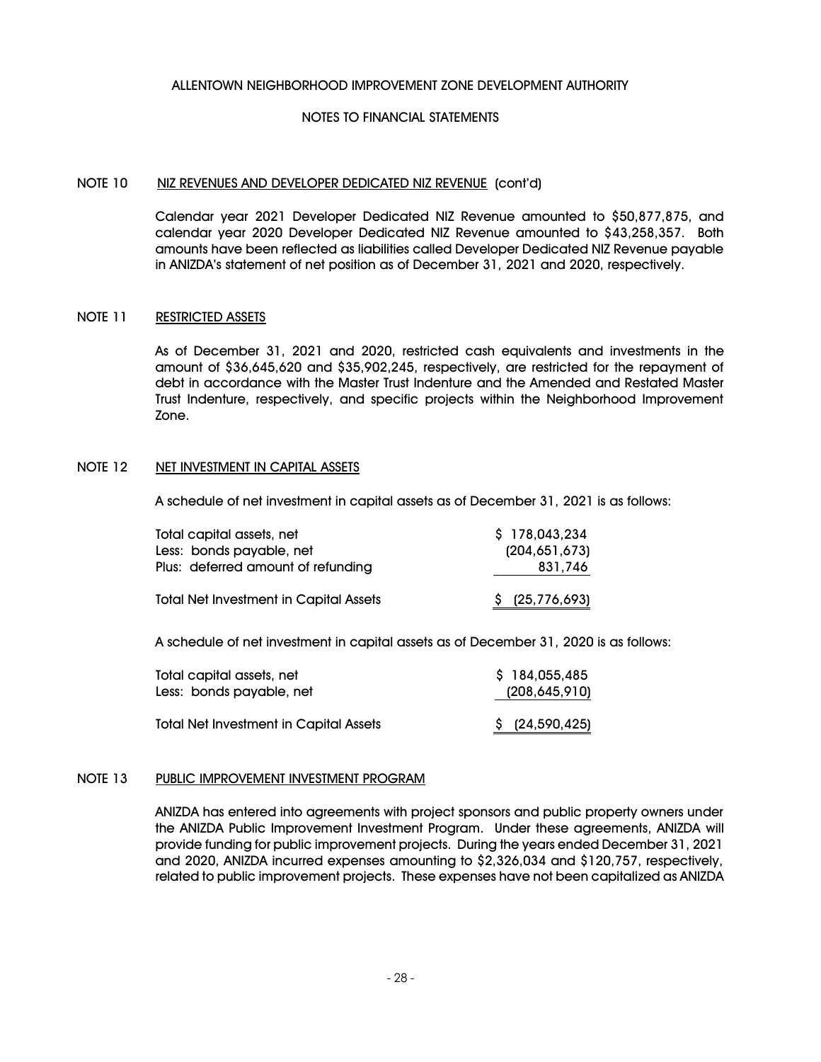ALLENTOWN NEIGHBORHOOD IMPROVEMENT ZONE DEVELOPMENT AUTHORITY

NOTES TO FINANCIAL STATEMENTS

## NOTE 10 NIZ REVENUES AND DEVELOPER DEDICATED NIZ REVENUE (cont'd)

Calendar year 2021 Developer Dedicated NIZ Revenue amounted to $50,877,875, and calendar year 2020 Developer Dedicated NIZ Revenue amounted to $43,258,357. Both amounts have been reflected as liabilities called Developer Dedicated NIZ Revenue payable in ANIZDA's statement of net position as of December 31, 2021 and 2020, respectively.

## NOTE 11 RESTRICTED ASSETS

As of December 31, 2021 and 2020, restricted cash equivalents and investments in the amount of $36,645,620 and $35,902,245, respectively, are restricted for the repayment of debt in accordance with the Master Trust Indenture and the Amended and Restated Master Trust Indenture, respectively, and specific projects within the Neighborhood Improvement Zone.

## NOTE 12 NET INVESTMENT IN CAPITAL ASSETS

A schedule of net investment in capital assets as of December 31, 2021 is as follows:

| | |
|---|---|
| Total capital assets, net | $ 178,043,234 |
| Less: bonds payable, net | (204,651,673) |
| Plus: deferred amount of refunding | 831,746 |
| Total Net Investment in Capital Assets | $ (25,776,693) |

A schedule of net investment in capital assets as of December 31, 2020 is as follows:

| | |
|---|---|
| Total capital assets, net | $ 184,055,485 |
| Less: bonds payable, net | (208,645,910) |
| Total Net Investment in Capital Assets | $ (24,590,425) |

## NOTE 13 PUBLIC IMPROVEMENT INVESTMENT PROGRAM

ANIZDA has entered into agreements with project sponsors and public property owners under the ANIZDA Public Improvement Investment Program. Under these agreements, ANIZDA will provide funding for public improvement projects. During the years ended December 31, 2021 and 2020, ANIZDA incurred expenses amounting to $2,326,034 and $120,757, respectively, related to public improvement projects. These expenses have not been capitalized as ANIZDA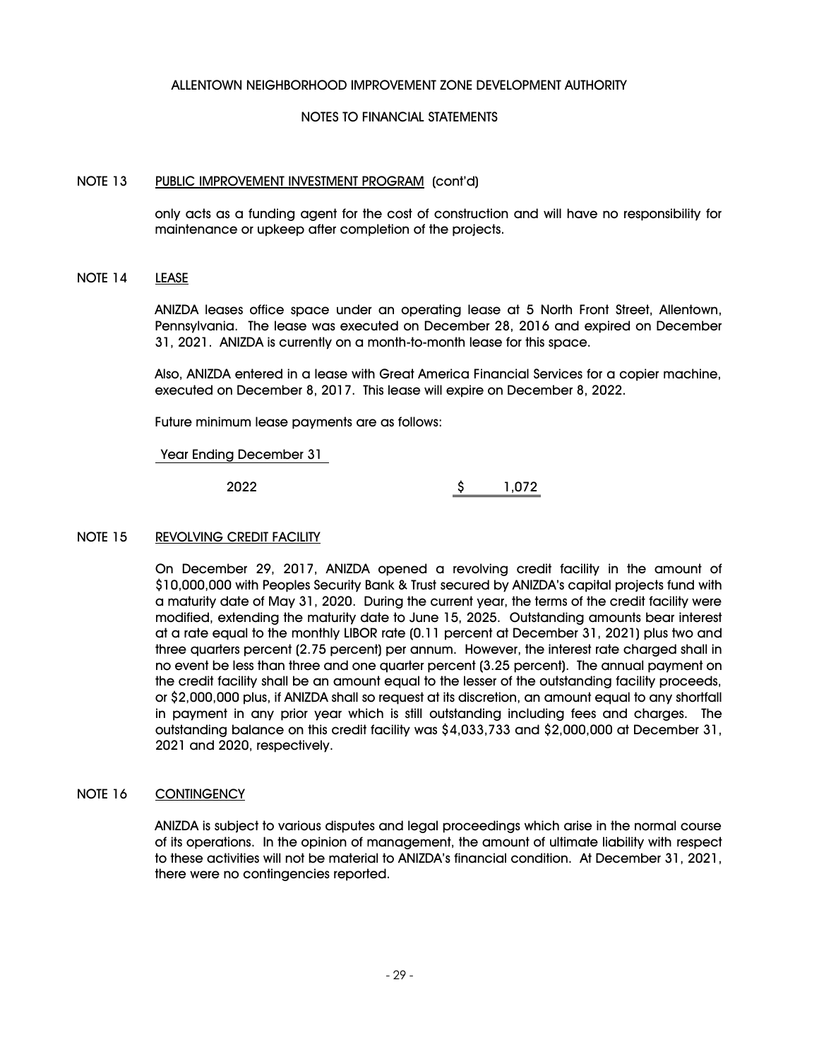ALLENTOWN NEIGHBORHOOD IMPROVEMENT ZONE DEVELOPMENT AUTHORITY

NOTES TO FINANCIAL STATEMENTS

## NOTE 13 PUBLIC IMPROVEMENT INVESTMENT PROGRAM (cont'd)

only acts as a funding agent for the cost of construction and will have no responsibility for maintenance or upkeep after completion of the projects.

## NOTE 14 LEASE

ANIZDA leases office space under an operating lease at 5 North Front Street, Allentown, Pennsylvania. The lease was executed on December 28, 2016 and expired on December 31, 2021. ANIZDA is currently on a month-to-month lease for this space.

Also, ANIZDA entered in a lease with Great America Financial Services for a copier machine, executed on December 8, 2017. This lease will expire on December 8, 2022.

Future minimum lease payments are as follows:

| Year Ending December 31 | |
|---|---|
| 2022 | $ 1,072 |

## NOTE 15 REVOLVING CREDIT FACILITY

On December 29, 2017, ANIZDA opened a revolving credit facility in the amount of $10,000,000 with Peoples Security Bank & Trust secured by ANIZDA's capital projects fund with a maturity date of May 31, 2020. During the current year, the terms of the credit facility were modified, extending the maturity date to June 15, 2025. Outstanding amounts bear interest at a rate equal to the monthly LIBOR rate (0.11 percent at December 31, 2021) plus two and three quarters percent (2.75 percent) per annum. However, the interest rate charged shall in no event be less than three and one quarter percent (3.25 percent). The annual payment on the credit facility shall be an amount equal to the lesser of the outstanding facility proceeds, or $2,000,000 plus, if ANIZDA shall so request at its discretion, an amount equal to any shortfall in payment in any prior year which is still outstanding including fees and charges. The outstanding balance on this credit facility was $4,033,733 and $2,000,000 at December 31, 2021 and 2020, respectively.

## NOTE 16 CONTINGENCY

ANIZDA is subject to various disputes and legal proceedings which arise in the normal course of its operations. In the opinion of management, the amount of ultimate liability with respect to these activities will not be material to ANIZDA's financial condition. At December 31, 2021, there were no contingencies reported.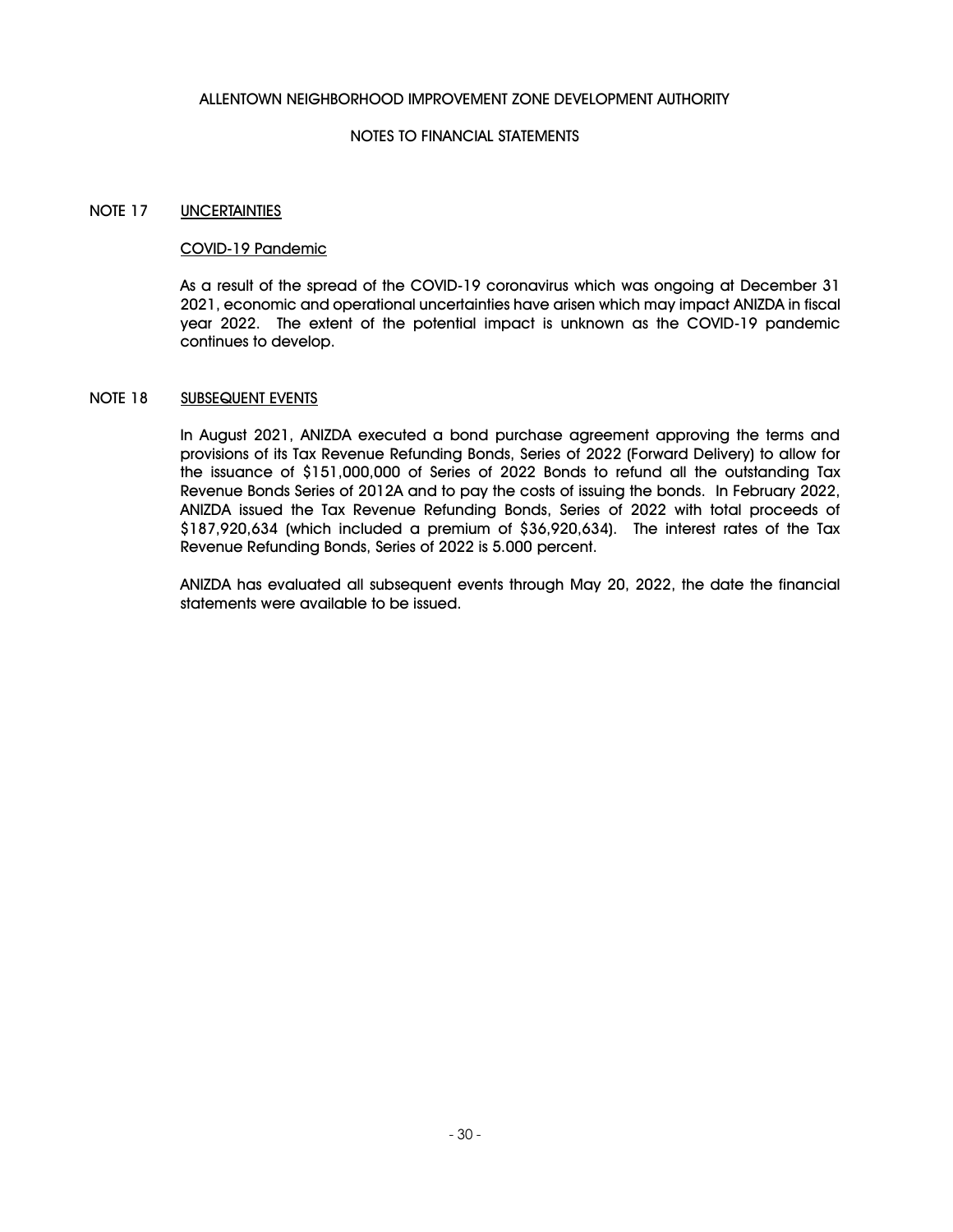ALLENTOWN NEIGHBORHOOD IMPROVEMENT ZONE DEVELOPMENT AUTHORITY

NOTES TO FINANCIAL STATEMENTS

## NOTE 17 UNCERTAINTIES

### COVID-19 Pandemic

As a result of the spread of the COVID-19 coronavirus which was ongoing at December 31 2021, economic and operational uncertainties have arisen which may impact ANIZDA in fiscal year 2022. The extent of the potential impact is unknown as the COVID-19 pandemic continues to develop.

## NOTE 18 SUBSEQUENT EVENTS

In August 2021, ANIZDA executed a bond purchase agreement approving the terms and provisions of its Tax Revenue Refunding Bonds, Series of 2022 (Forward Delivery) to allow for the issuance of $151,000,000 of Series of 2022 Bonds to refund all the outstanding Tax Revenue Bonds Series of 2012A and to pay the costs of issuing the bonds. In February 2022, ANIZDA issued the Tax Revenue Refunding Bonds, Series of 2022 with total proceeds of $187,920,634 (which included a premium of $36,920,634). The interest rates of the Tax Revenue Refunding Bonds, Series of 2022 is 5.000 percent.

ANIZDA has evaluated all subsequent events through May 20, 2022, the date the financial statements were available to be issued.